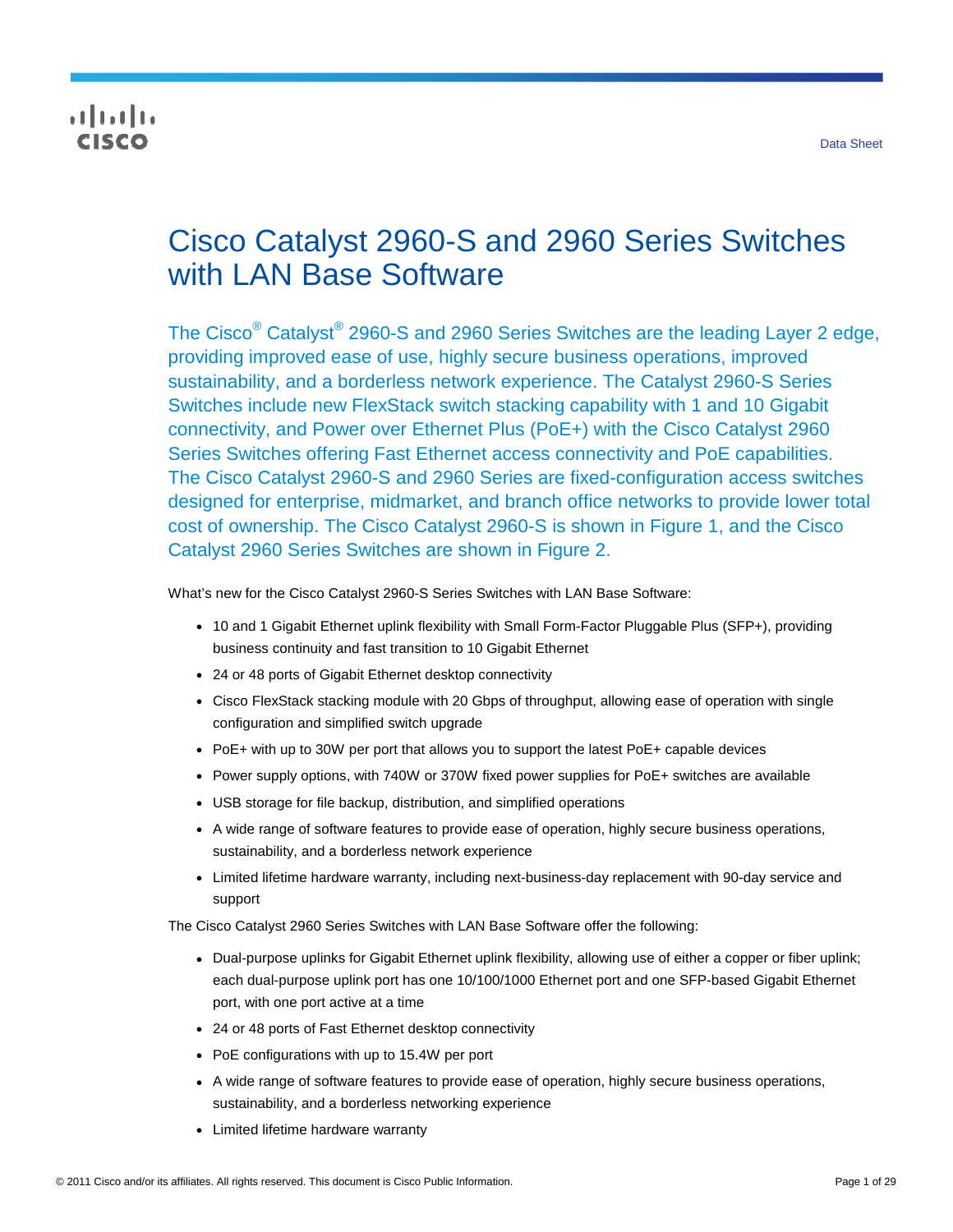Data Sheet

# Cisco Catalyst 2960-S and 2960 Series Switches with LAN Base Software

The Cisco® Catalyst® 2960-S and 2960 Series Switches are the leading Layer 2 edge, providing improved ease of use, highly secure business operations, improved sustainability, and a borderless network experience. The Catalyst 2960-S Series Switches include new FlexStack switch stacking capability with 1 and 10 Gigabit connectivity, and Power over Ethernet Plus (PoE+) with the Cisco Catalyst 2960 Series Switches offering Fast Ethernet access connectivity and PoE capabilities. The Cisco Catalyst 2960-S and 2960 Series are fixed-configuration access switches designed for enterprise, midmarket, and branch office networks to provide lower total cost of ownership. The Cisco Catalyst 2960-S is shown in Figure 1, and the Cisco Catalyst 2960 Series Switches are shown in Figure 2.

What's new for the Cisco Catalyst 2960-S Series Switches with LAN Base Software:

- 10 and 1 Gigabit Ethernet uplink flexibility with Small Form-Factor Pluggable Plus (SFP+), providing business continuity and fast transition to 10 Gigabit Ethernet
- 24 or 48 ports of Gigabit Ethernet desktop connectivity
- Cisco FlexStack stacking module with 20 Gbps of throughput, allowing ease of operation with single configuration and simplified switch upgrade
- PoE+ with up to 30W per port that allows you to support the latest PoE+ capable devices
- Power supply options, with 740W or 370W fixed power supplies for PoE+ switches are available
- USB storage for file backup, distribution, and simplified operations
- A wide range of software features to provide ease of operation, highly secure business operations, sustainability, and a borderless network experience
- Limited lifetime hardware warranty, including next-business-day replacement with 90-day service and support

The Cisco Catalyst 2960 Series Switches with LAN Base Software offer the following:

- Dual-purpose uplinks for Gigabit Ethernet uplink flexibility, allowing use of either a copper or fiber uplink; each dual-purpose uplink port has one 10/100/1000 Ethernet port and one SFP-based Gigabit Ethernet port, with one port active at a time
- 24 or 48 ports of Fast Ethernet desktop connectivity
- PoE configurations with up to 15.4W per port
- A wide range of software features to provide ease of operation, highly secure business operations, sustainability, and a borderless networking experience
- Limited lifetime hardware warranty

© 2011 Cisco and/or its affiliates. All rights reserved. This document is Cisco Public Information.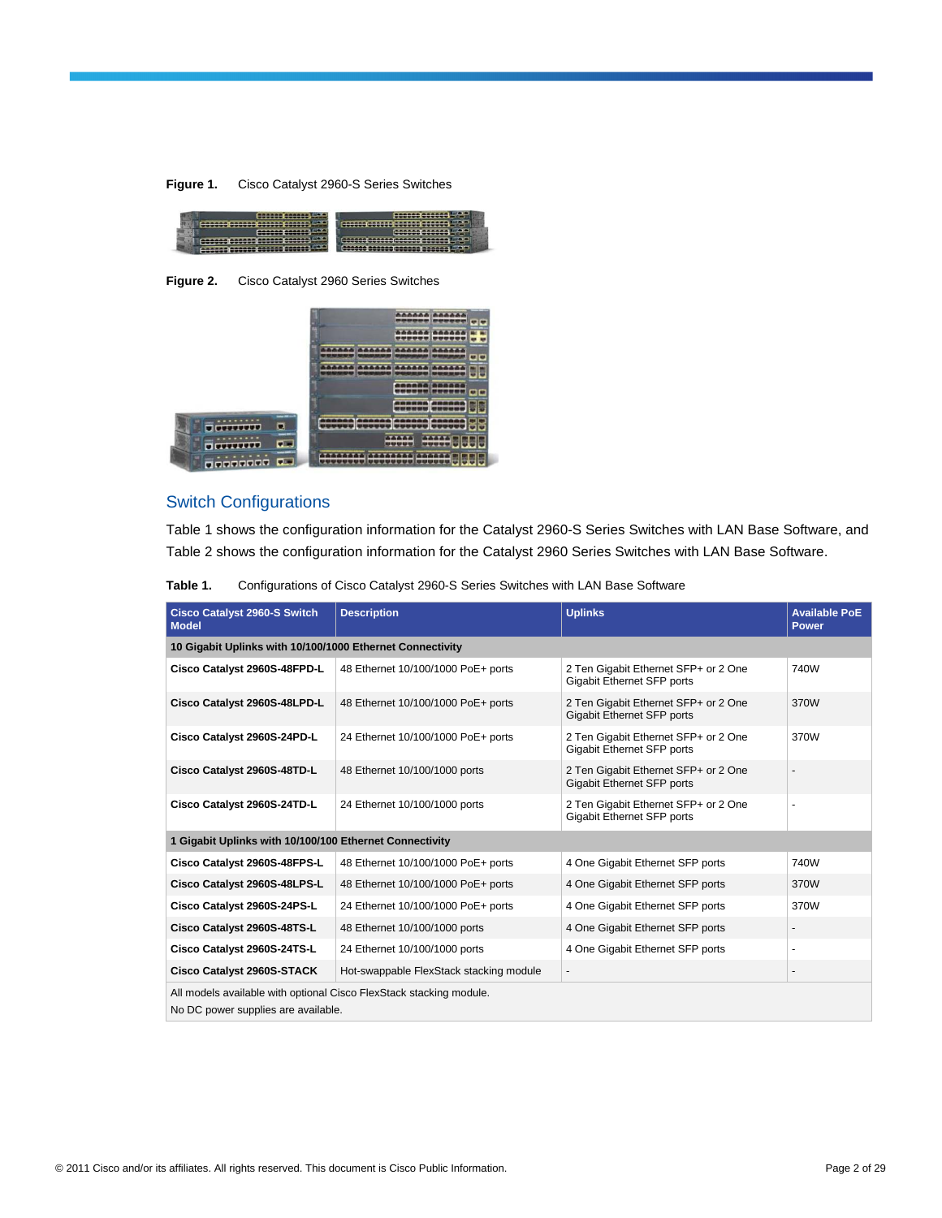**Figure 1.** Cisco Catalyst 2960-S Series Switches

**Figure 2.** Cisco Catalyst 2960 Series Switches

## Switch Configurations

Table 1 shows the configuration information for the Catalyst 2960-S Series Switches with LAN Base Software, and Table 2 shows the configuration information for the Catalyst 2960 Series Switches with LAN Base Software.

**Table 1.** Configurations of Cisco Catalyst 2960-S Series Switches with LAN Base Software

| Cisco Catalyst 2960-S Switch Model | Description | Uplinks | Available PoE Power |
|---|---|---|---|
| **10 Gigabit Uplinks with 10/100/1000 Ethernet Connectivity** | | | |
| **Cisco Catalyst 2960S-48FPD-L** | 48 Ethernet 10/100/1000 PoE+ ports | 2 Ten Gigabit Ethernet SFP+ or 2 One Gigabit Ethernet SFP ports | 740W |
| **Cisco Catalyst 2960S-48LPD-L** | 48 Ethernet 10/100/1000 PoE+ ports | 2 Ten Gigabit Ethernet SFP+ or 2 One Gigabit Ethernet SFP ports | 370W |
| **Cisco Catalyst 2960S-24PD-L** | 24 Ethernet 10/100/1000 PoE+ ports | 2 Ten Gigabit Ethernet SFP+ or 2 One Gigabit Ethernet SFP ports | 370W |
| **Cisco Catalyst 2960S-48TD-L** | 48 Ethernet 10/100/1000 ports | 2 Ten Gigabit Ethernet SFP+ or 2 One Gigabit Ethernet SFP ports | - |
| **Cisco Catalyst 2960S-24TD-L** | 24 Ethernet 10/100/1000 ports | 2 Ten Gigabit Ethernet SFP+ or 2 One Gigabit Ethernet SFP ports | - |
| **1 Gigabit Uplinks with 10/100/100 Ethernet Connectivity** | | | |
| **Cisco Catalyst 2960S-48FPS-L** | 48 Ethernet 10/100/1000 PoE+ ports | 4 One Gigabit Ethernet SFP ports | 740W |
| **Cisco Catalyst 2960S-48LPS-L** | 48 Ethernet 10/100/1000 PoE+ ports | 4 One Gigabit Ethernet SFP ports | 370W |
| **Cisco Catalyst 2960S-24PS-L** | 24 Ethernet 10/100/1000 PoE+ ports | 4 One Gigabit Ethernet SFP ports | 370W |
| **Cisco Catalyst 2960S-48TS-L** | 48 Ethernet 10/100/1000 ports | 4 One Gigabit Ethernet SFP ports | - |
| **Cisco Catalyst 2960S-24TS-L** | 24 Ethernet 10/100/1000 ports | 4 One Gigabit Ethernet SFP ports | - |
| **Cisco Catalyst 2960S-STACK** | Hot-swappable FlexStack stacking module | - | - |
| All models available with optional Cisco FlexStack stacking module.<br>No DC power supplies are available. | | | |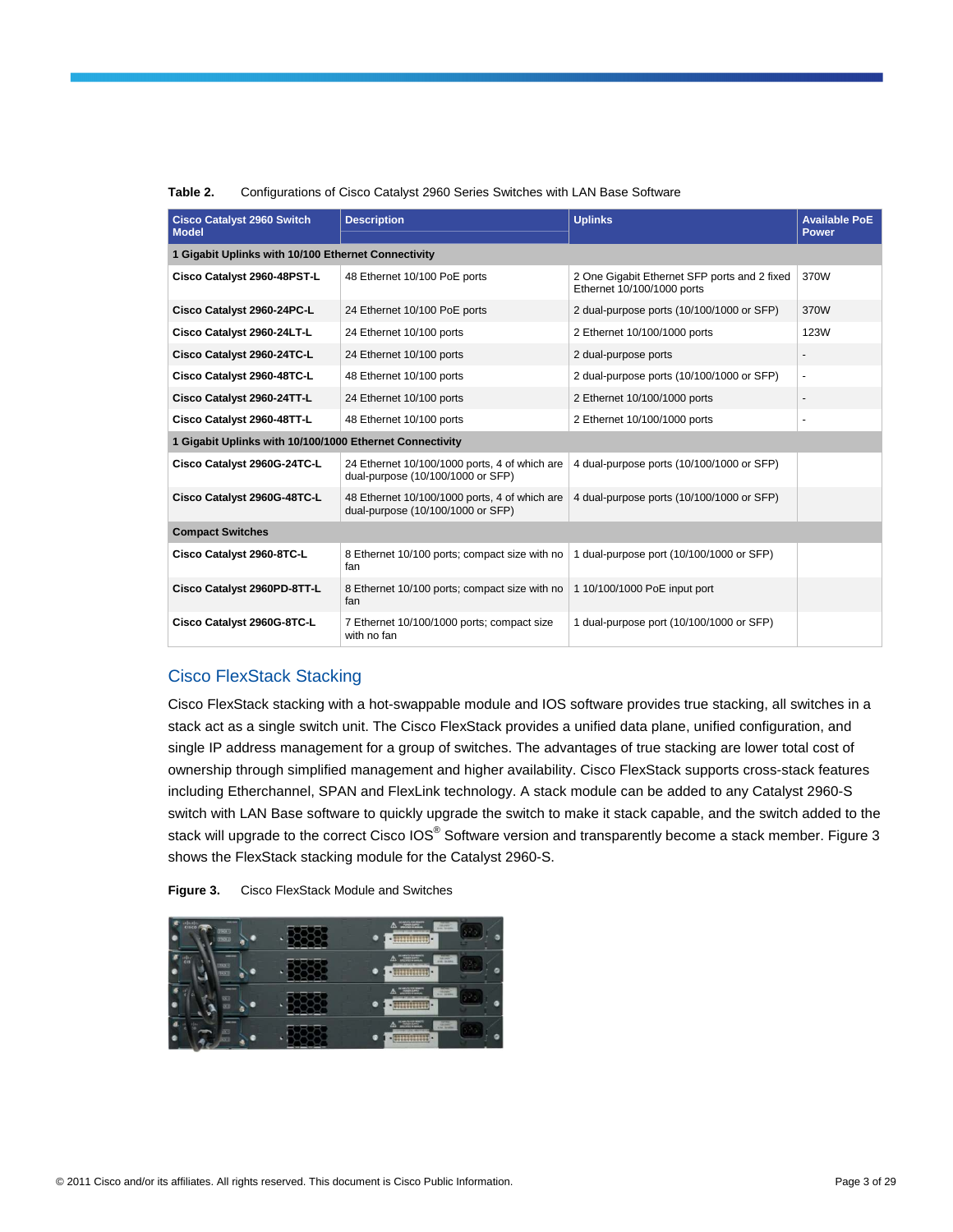**Table 2.** Configurations of Cisco Catalyst 2960 Series Switches with LAN Base Software

| Cisco Catalyst 2960 Switch Model | Description | Uplinks | Available PoE Power |
|---|---|---|---|
| **1 Gigabit Uplinks with 10/100 Ethernet Connectivity** | | | |
| **Cisco Catalyst 2960-48PST-L** | 48 Ethernet 10/100 PoE ports | 2 One Gigabit Ethernet SFP ports and 2 fixed Ethernet 10/100/1000 ports | 370W |
| **Cisco Catalyst 2960-24PC-L** | 24 Ethernet 10/100 PoE ports | 2 dual-purpose ports (10/100/1000 or SFP) | 370W |
| **Cisco Catalyst 2960-24LT-L** | 24 Ethernet 10/100 ports | 2 Ethernet 10/100/1000 ports | 123W |
| **Cisco Catalyst 2960-24TC-L** | 24 Ethernet 10/100 ports | 2 dual-purpose ports | - |
| **Cisco Catalyst 2960-48TC-L** | 48 Ethernet 10/100 ports | 2 dual-purpose ports (10/100/1000 or SFP) | - |
| **Cisco Catalyst 2960-24TT-L** | 24 Ethernet 10/100 ports | 2 Ethernet 10/100/1000 ports | - |
| **Cisco Catalyst 2960-48TT-L** | 48 Ethernet 10/100 ports | 2 Ethernet 10/100/1000 ports | - |
| **1 Gigabit Uplinks with 10/100/1000 Ethernet Connectivity** | | | |
| **Cisco Catalyst 2960G-24TC-L** | 24 Ethernet 10/100/1000 ports, 4 of which are dual-purpose (10/100/1000 or SFP) | 4 dual-purpose ports (10/100/1000 or SFP) | |
| **Cisco Catalyst 2960G-48TC-L** | 48 Ethernet 10/100/1000 ports, 4 of which are dual-purpose (10/100/1000 or SFP) | 4 dual-purpose ports (10/100/1000 or SFP) | |
| **Compact Switches** | | | |
| **Cisco Catalyst 2960-8TC-L** | 8 Ethernet 10/100 ports; compact size with no fan | 1 dual-purpose port (10/100/1000 or SFP) | |
| **Cisco Catalyst 2960PD-8TT-L** | 8 Ethernet 10/100 ports; compact size with no fan | 1 10/100/1000 PoE input port | |
| **Cisco Catalyst 2960G-8TC-L** | 7 Ethernet 10/100/1000 ports; compact size with no fan | 1 dual-purpose port (10/100/1000 or SFP) | |

## Cisco FlexStack Stacking

Cisco FlexStack stacking with a hot-swappable module and IOS software provides true stacking, all switches in a stack act as a single switch unit. The Cisco FlexStack provides a unified data plane, unified configuration, and single IP address management for a group of switches. The advantages of true stacking are lower total cost of ownership through simplified management and higher availability. Cisco FlexStack supports cross-stack features including Etherchannel, SPAN and FlexLink technology. A stack module can be added to any Catalyst 2960-S switch with LAN Base software to quickly upgrade the switch to make it stack capable, and the switch added to the stack will upgrade to the correct Cisco IOS® Software version and transparently become a stack member. Figure 3 shows the FlexStack stacking module for the Catalyst 2960-S.

**Figure 3.** Cisco FlexStack Module and Switches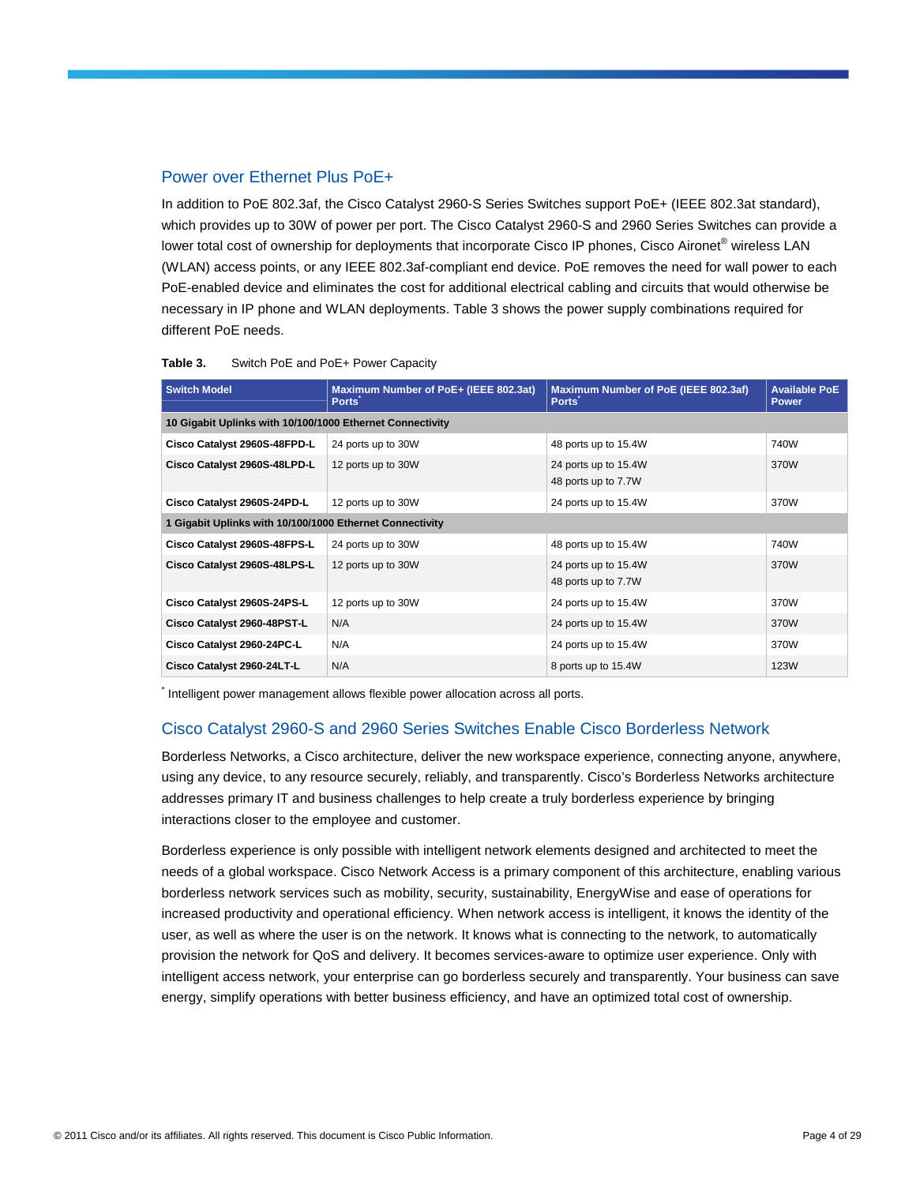## Power over Ethernet Plus PoE+

In addition to PoE 802.3af, the Cisco Catalyst 2960-S Series Switches support PoE+ (IEEE 802.3at standard), which provides up to 30W of power per port. The Cisco Catalyst 2960-S and 2960 Series Switches can provide a lower total cost of ownership for deployments that incorporate Cisco IP phones, Cisco Aironet® wireless LAN (WLAN) access points, or any IEEE 802.3af-compliant end device. PoE removes the need for wall power to each PoE-enabled device and eliminates the cost for additional electrical cabling and circuits that would otherwise be necessary in IP phone and WLAN deployments. Table 3 shows the power supply combinations required for different PoE needs.

**Table 3.** Switch PoE and PoE+ Power Capacity

| Switch Model | Maximum Number of PoE+ (IEEE 802.3at) Ports* | Maximum Number of PoE (IEEE 802.3af) Ports* | Available PoE Power |
|---|---|---|---|
| **10 Gigabit Uplinks with 10/100/1000 Ethernet Connectivity** | | | |
| **Cisco Catalyst 2960S-48FPD-L** | 24 ports up to 30W | 48 ports up to 15.4W | 740W |
| **Cisco Catalyst 2960S-48LPD-L** | 12 ports up to 30W | 24 ports up to 15.4W<br>48 ports up to 7.7W | 370W |
| **Cisco Catalyst 2960S-24PD-L** | 12 ports up to 30W | 24 ports up to 15.4W | 370W |
| **1 Gigabit Uplinks with 10/100/1000 Ethernet Connectivity** | | | |
| **Cisco Catalyst 2960S-48FPS-L** | 24 ports up to 30W | 48 ports up to 15.4W | 740W |
| **Cisco Catalyst 2960S-48LPS-L** | 12 ports up to 30W | 24 ports up to 15.4W<br>48 ports up to 7.7W | 370W |
| **Cisco Catalyst 2960S-24PS-L** | 12 ports up to 30W | 24 ports up to 15.4W | 370W |
| **Cisco Catalyst 2960-48PST-L** | N/A | 24 ports up to 15.4W | 370W |
| **Cisco Catalyst 2960-24PC-L** | N/A | 24 ports up to 15.4W | 370W |
| **Cisco Catalyst 2960-24LT-L** | N/A | 8 ports up to 15.4W | 123W |

* Intelligent power management allows flexible power allocation across all ports.

## Cisco Catalyst 2960-S and 2960 Series Switches Enable Cisco Borderless Network

Borderless Networks, a Cisco architecture, deliver the new workspace experience, connecting anyone, anywhere, using any device, to any resource securely, reliably, and transparently. Cisco's Borderless Networks architecture addresses primary IT and business challenges to help create a truly borderless experience by bringing interactions closer to the employee and customer.

Borderless experience is only possible with intelligent network elements designed and architected to meet the needs of a global workspace. Cisco Network Access is a primary component of this architecture, enabling various borderless network services such as mobility, security, sustainability, EnergyWise and ease of operations for increased productivity and operational efficiency. When network access is intelligent, it knows the identity of the user, as well as where the user is on the network. It knows what is connecting to the network, to automatically provision the network for QoS and delivery. It becomes services-aware to optimize user experience. Only with intelligent access network, your enterprise can go borderless securely and transparently. Your business can save energy, simplify operations with better business efficiency, and have an optimized total cost of ownership.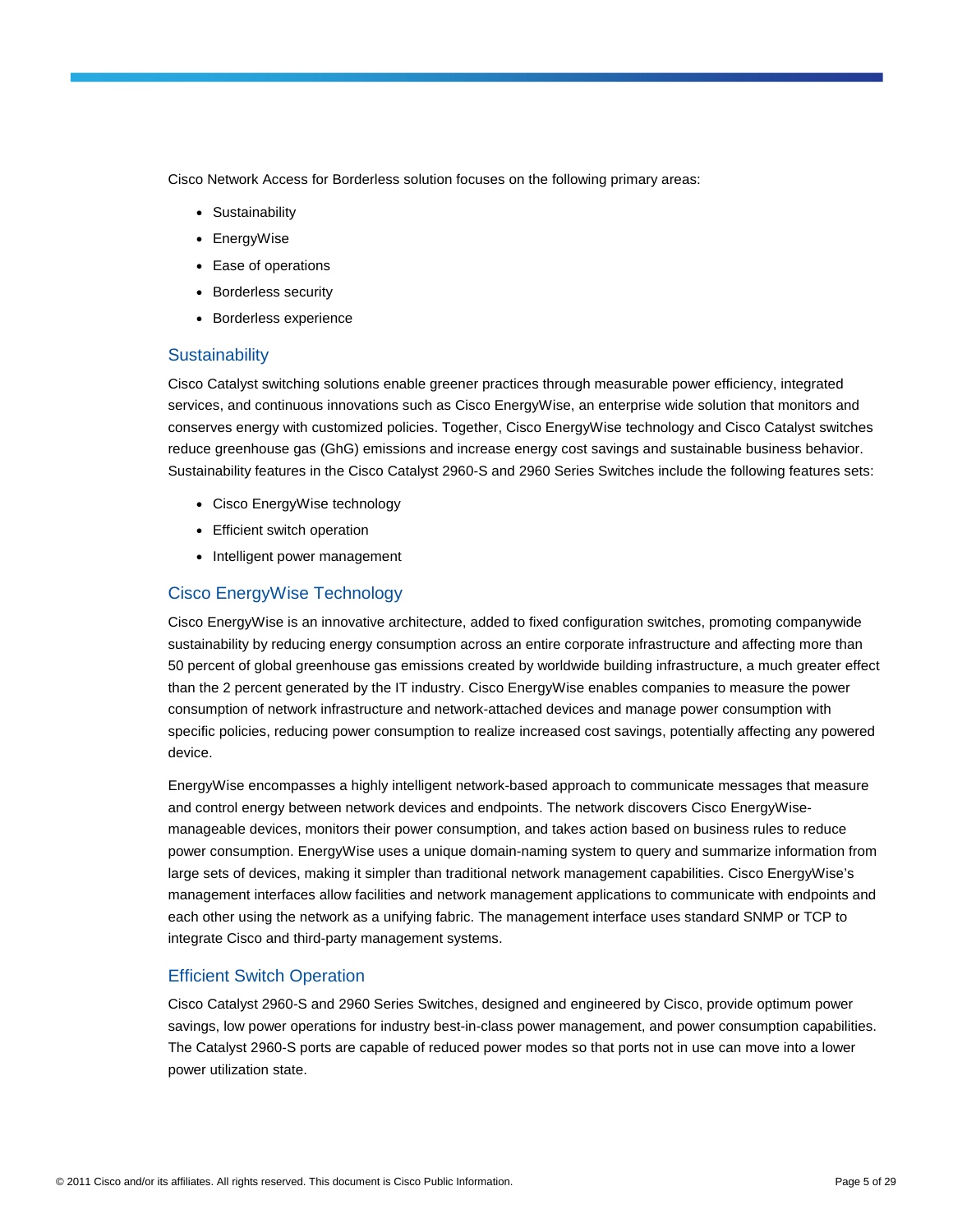Cisco Network Access for Borderless solution focuses on the following primary areas:

- Sustainability
- EnergyWise
- Ease of operations
- Borderless security
- Borderless experience

## Sustainability

Cisco Catalyst switching solutions enable greener practices through measurable power efficiency, integrated services, and continuous innovations such as Cisco EnergyWise, an enterprise wide solution that monitors and conserves energy with customized policies. Together, Cisco EnergyWise technology and Cisco Catalyst switches reduce greenhouse gas (GhG) emissions and increase energy cost savings and sustainable business behavior. Sustainability features in the Cisco Catalyst 2960-S and 2960 Series Switches include the following features sets:

- Cisco EnergyWise technology
- Efficient switch operation
- Intelligent power management

## Cisco EnergyWise Technology

Cisco EnergyWise is an innovative architecture, added to fixed configuration switches, promoting companywide sustainability by reducing energy consumption across an entire corporate infrastructure and affecting more than 50 percent of global greenhouse gas emissions created by worldwide building infrastructure, a much greater effect than the 2 percent generated by the IT industry. Cisco EnergyWise enables companies to measure the power consumption of network infrastructure and network-attached devices and manage power consumption with specific policies, reducing power consumption to realize increased cost savings, potentially affecting any powered device.

EnergyWise encompasses a highly intelligent network-based approach to communicate messages that measure and control energy between network devices and endpoints. The network discovers Cisco EnergyWise-manageable devices, monitors their power consumption, and takes action based on business rules to reduce power consumption. EnergyWise uses a unique domain-naming system to query and summarize information from large sets of devices, making it simpler than traditional network management capabilities. Cisco EnergyWise's management interfaces allow facilities and network management applications to communicate with endpoints and each other using the network as a unifying fabric. The management interface uses standard SNMP or TCP to integrate Cisco and third-party management systems.

## Efficient Switch Operation

Cisco Catalyst 2960-S and 2960 Series Switches, designed and engineered by Cisco, provide optimum power savings, low power operations for industry best-in-class power management, and power consumption capabilities. The Catalyst 2960-S ports are capable of reduced power modes so that ports not in use can move into a lower power utilization state.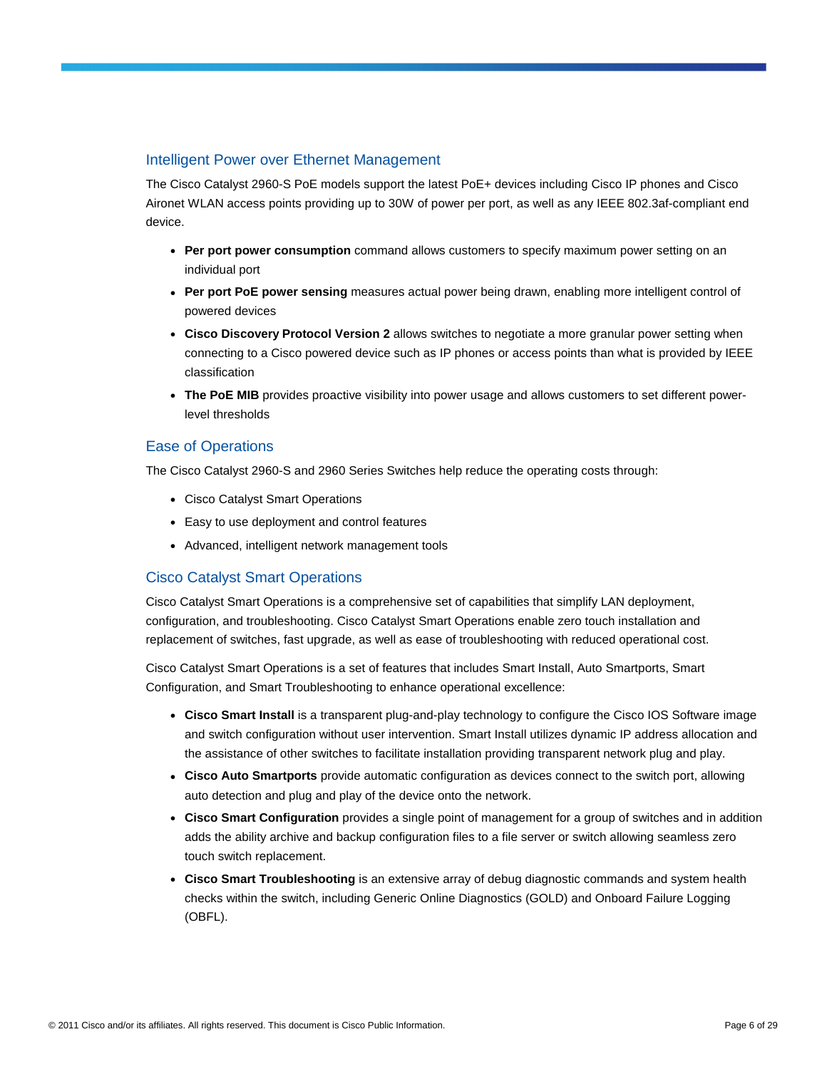## Intelligent Power over Ethernet Management

The Cisco Catalyst 2960-S PoE models support the latest PoE+ devices including Cisco IP phones and Cisco Aironet WLAN access points providing up to 30W of power per port, as well as any IEEE 802.3af-compliant end device.

- **Per port power consumption** command allows customers to specify maximum power setting on an individual port
- **Per port PoE power sensing** measures actual power being drawn, enabling more intelligent control of powered devices
- **Cisco Discovery Protocol Version 2** allows switches to negotiate a more granular power setting when connecting to a Cisco powered device such as IP phones or access points than what is provided by IEEE classification
- **The PoE MIB** provides proactive visibility into power usage and allows customers to set different power-level thresholds

## Ease of Operations

The Cisco Catalyst 2960-S and 2960 Series Switches help reduce the operating costs through:

- Cisco Catalyst Smart Operations
- Easy to use deployment and control features
- Advanced, intelligent network management tools

## Cisco Catalyst Smart Operations

Cisco Catalyst Smart Operations is a comprehensive set of capabilities that simplify LAN deployment, configuration, and troubleshooting. Cisco Catalyst Smart Operations enable zero touch installation and replacement of switches, fast upgrade, as well as ease of troubleshooting with reduced operational cost.

Cisco Catalyst Smart Operations is a set of features that includes Smart Install, Auto Smartports, Smart Configuration, and Smart Troubleshooting to enhance operational excellence:

- **Cisco Smart Install** is a transparent plug-and-play technology to configure the Cisco IOS Software image and switch configuration without user intervention. Smart Install utilizes dynamic IP address allocation and the assistance of other switches to facilitate installation providing transparent network plug and play.
- **Cisco Auto Smartports** provide automatic configuration as devices connect to the switch port, allowing auto detection and plug and play of the device onto the network.
- **Cisco Smart Configuration** provides a single point of management for a group of switches and in addition adds the ability archive and backup configuration files to a file server or switch allowing seamless zero touch switch replacement.
- **Cisco Smart Troubleshooting** is an extensive array of debug diagnostic commands and system health checks within the switch, including Generic Online Diagnostics (GOLD) and Onboard Failure Logging (OBFL).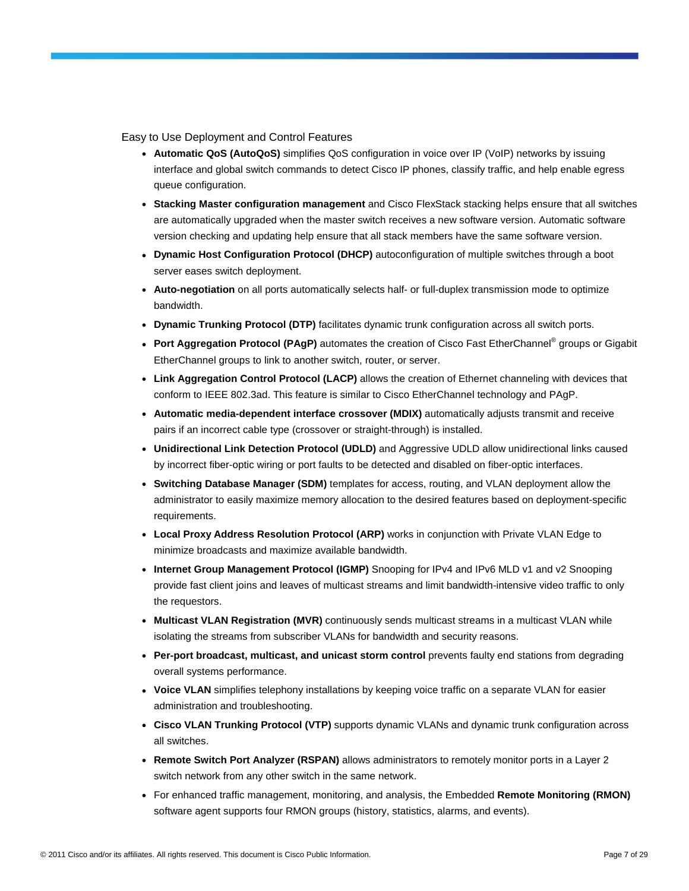Easy to Use Deployment and Control Features

- **Automatic QoS (AutoQoS)** simplifies QoS configuration in voice over IP (VoIP) networks by issuing interface and global switch commands to detect Cisco IP phones, classify traffic, and help enable egress queue configuration.
- **Stacking Master configuration management** and Cisco FlexStack stacking helps ensure that all switches are automatically upgraded when the master switch receives a new software version. Automatic software version checking and updating help ensure that all stack members have the same software version.
- **Dynamic Host Configuration Protocol (DHCP)** autoconfiguration of multiple switches through a boot server eases switch deployment.
- **Auto-negotiation** on all ports automatically selects half- or full-duplex transmission mode to optimize bandwidth.
- **Dynamic Trunking Protocol (DTP)** facilitates dynamic trunk configuration across all switch ports.
- **Port Aggregation Protocol (PAgP)** automates the creation of Cisco Fast EtherChannel® groups or Gigabit EtherChannel groups to link to another switch, router, or server.
- **Link Aggregation Control Protocol (LACP)** allows the creation of Ethernet channeling with devices that conform to IEEE 802.3ad. This feature is similar to Cisco EtherChannel technology and PAgP.
- **Automatic media-dependent interface crossover (MDIX)** automatically adjusts transmit and receive pairs if an incorrect cable type (crossover or straight-through) is installed.
- **Unidirectional Link Detection Protocol (UDLD)** and Aggressive UDLD allow unidirectional links caused by incorrect fiber-optic wiring or port faults to be detected and disabled on fiber-optic interfaces.
- **Switching Database Manager (SDM)** templates for access, routing, and VLAN deployment allow the administrator to easily maximize memory allocation to the desired features based on deployment-specific requirements.
- **Local Proxy Address Resolution Protocol (ARP)** works in conjunction with Private VLAN Edge to minimize broadcasts and maximize available bandwidth.
- **Internet Group Management Protocol (IGMP)** Snooping for IPv4 and IPv6 MLD v1 and v2 Snooping provide fast client joins and leaves of multicast streams and limit bandwidth-intensive video traffic to only the requestors.
- **Multicast VLAN Registration (MVR)** continuously sends multicast streams in a multicast VLAN while isolating the streams from subscriber VLANs for bandwidth and security reasons.
- **Per-port broadcast, multicast, and unicast storm control** prevents faulty end stations from degrading overall systems performance.
- **Voice VLAN** simplifies telephony installations by keeping voice traffic on a separate VLAN for easier administration and troubleshooting.
- **Cisco VLAN Trunking Protocol (VTP)** supports dynamic VLANs and dynamic trunk configuration across all switches.
- **Remote Switch Port Analyzer (RSPAN)** allows administrators to remotely monitor ports in a Layer 2 switch network from any other switch in the same network.
- For enhanced traffic management, monitoring, and analysis, the Embedded **Remote Monitoring (RMON)** software agent supports four RMON groups (history, statistics, alarms, and events).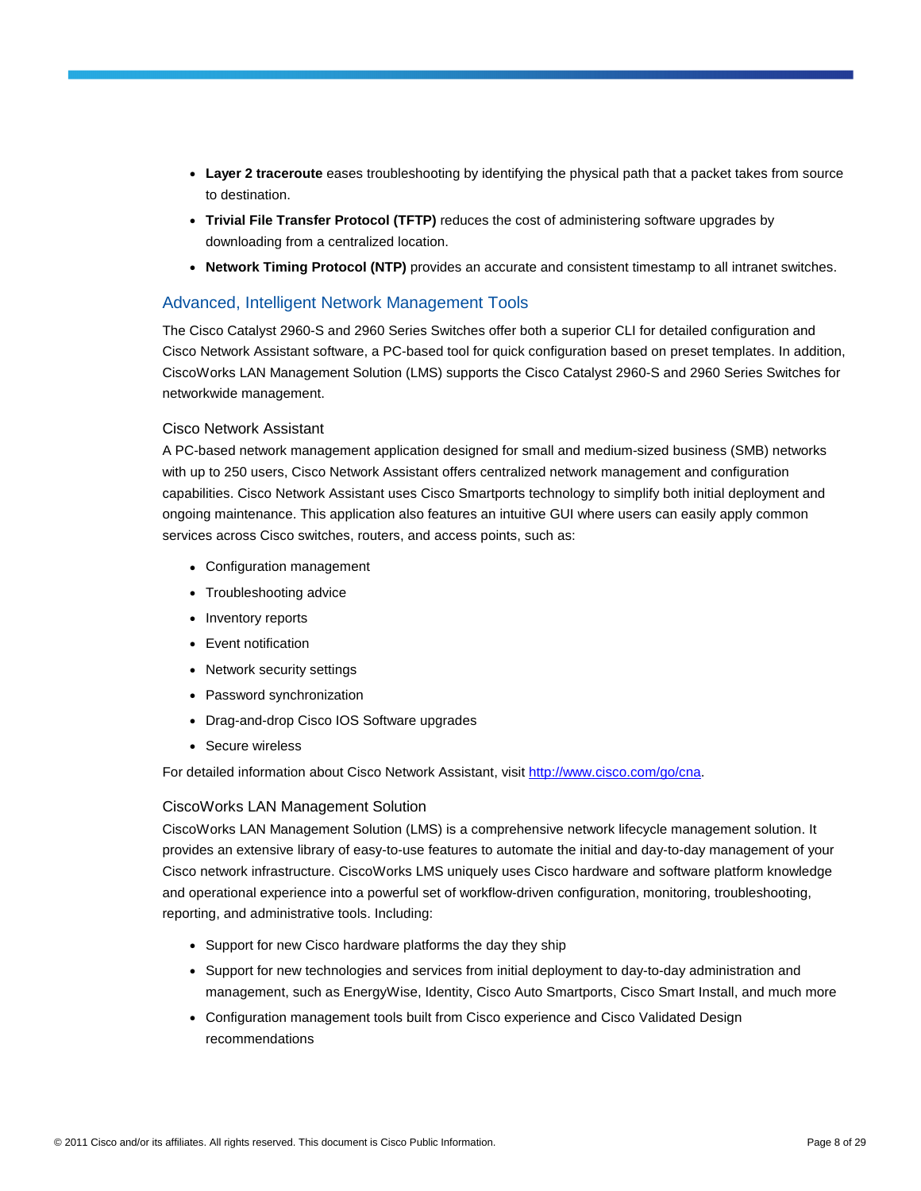- **Layer 2 traceroute** eases troubleshooting by identifying the physical path that a packet takes from source to destination.
- **Trivial File Transfer Protocol (TFTP)** reduces the cost of administering software upgrades by downloading from a centralized location.
- **Network Timing Protocol (NTP)** provides an accurate and consistent timestamp to all intranet switches.

## Advanced, Intelligent Network Management Tools

The Cisco Catalyst 2960-S and 2960 Series Switches offer both a superior CLI for detailed configuration and Cisco Network Assistant software, a PC-based tool for quick configuration based on preset templates. In addition, CiscoWorks LAN Management Solution (LMS) supports the Cisco Catalyst 2960-S and 2960 Series Switches for networkwide management.

### Cisco Network Assistant

A PC-based network management application designed for small and medium-sized business (SMB) networks with up to 250 users, Cisco Network Assistant offers centralized network management and configuration capabilities. Cisco Network Assistant uses Cisco Smartports technology to simplify both initial deployment and ongoing maintenance. This application also features an intuitive GUI where users can easily apply common services across Cisco switches, routers, and access points, such as:

- Configuration management
- Troubleshooting advice
- Inventory reports
- Event notification
- Network security settings
- Password synchronization
- Drag-and-drop Cisco IOS Software upgrades
- Secure wireless

For detailed information about Cisco Network Assistant, visit [http://www.cisco.com/go/cna](http://www.cisco.com/go/cna).

### CiscoWorks LAN Management Solution

CiscoWorks LAN Management Solution (LMS) is a comprehensive network lifecycle management solution. It provides an extensive library of easy-to-use features to automate the initial and day-to-day management of your Cisco network infrastructure. CiscoWorks LMS uniquely uses Cisco hardware and software platform knowledge and operational experience into a powerful set of workflow-driven configuration, monitoring, troubleshooting, reporting, and administrative tools. Including:

- Support for new Cisco hardware platforms the day they ship
- Support for new technologies and services from initial deployment to day-to-day administration and management, such as EnergyWise, Identity, Cisco Auto Smartports, Cisco Smart Install, and much more
- Configuration management tools built from Cisco experience and Cisco Validated Design recommendations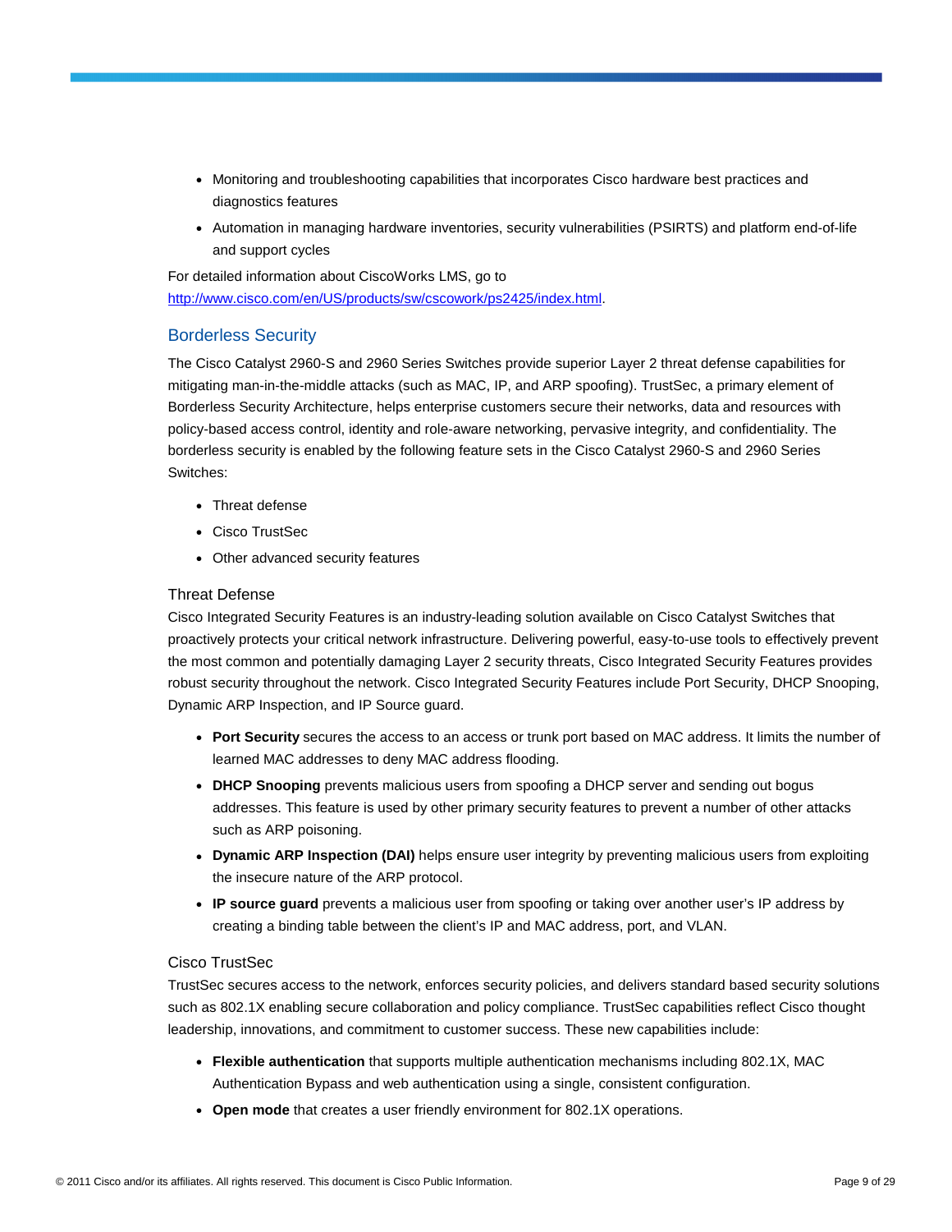- Monitoring and troubleshooting capabilities that incorporates Cisco hardware best practices and diagnostics features
- Automation in managing hardware inventories, security vulnerabilities (PSIRTS) and platform end-of-life and support cycles

For detailed information about CiscoWorks LMS, go to [http://www.cisco.com/en/US/products/sw/cscowork/ps2425/index.html](http://www.cisco.com/en/US/products/sw/cscowork/ps2425/index.html).

## Borderless Security

The Cisco Catalyst 2960-S and 2960 Series Switches provide superior Layer 2 threat defense capabilities for mitigating man-in-the-middle attacks (such as MAC, IP, and ARP spoofing). TrustSec, a primary element of Borderless Security Architecture, helps enterprise customers secure their networks, data and resources with policy-based access control, identity and role-aware networking, pervasive integrity, and confidentiality. The borderless security is enabled by the following feature sets in the Cisco Catalyst 2960-S and 2960 Series Switches:

- Threat defense
- Cisco TrustSec
- Other advanced security features

### Threat Defense

Cisco Integrated Security Features is an industry-leading solution available on Cisco Catalyst Switches that proactively protects your critical network infrastructure. Delivering powerful, easy-to-use tools to effectively prevent the most common and potentially damaging Layer 2 security threats, Cisco Integrated Security Features provides robust security throughout the network. Cisco Integrated Security Features include Port Security, DHCP Snooping, Dynamic ARP Inspection, and IP Source guard.

- **Port Security** secures the access to an access or trunk port based on MAC address. It limits the number of learned MAC addresses to deny MAC address flooding.
- **DHCP Snooping** prevents malicious users from spoofing a DHCP server and sending out bogus addresses. This feature is used by other primary security features to prevent a number of other attacks such as ARP poisoning.
- **Dynamic ARP Inspection (DAI)** helps ensure user integrity by preventing malicious users from exploiting the insecure nature of the ARP protocol.
- **IP source guard** prevents a malicious user from spoofing or taking over another user's IP address by creating a binding table between the client's IP and MAC address, port, and VLAN.

### Cisco TrustSec

TrustSec secures access to the network, enforces security policies, and delivers standard based security solutions such as 802.1X enabling secure collaboration and policy compliance. TrustSec capabilities reflect Cisco thought leadership, innovations, and commitment to customer success. These new capabilities include:

- **Flexible authentication** that supports multiple authentication mechanisms including 802.1X, MAC Authentication Bypass and web authentication using a single, consistent configuration.
- **Open mode** that creates a user friendly environment for 802.1X operations.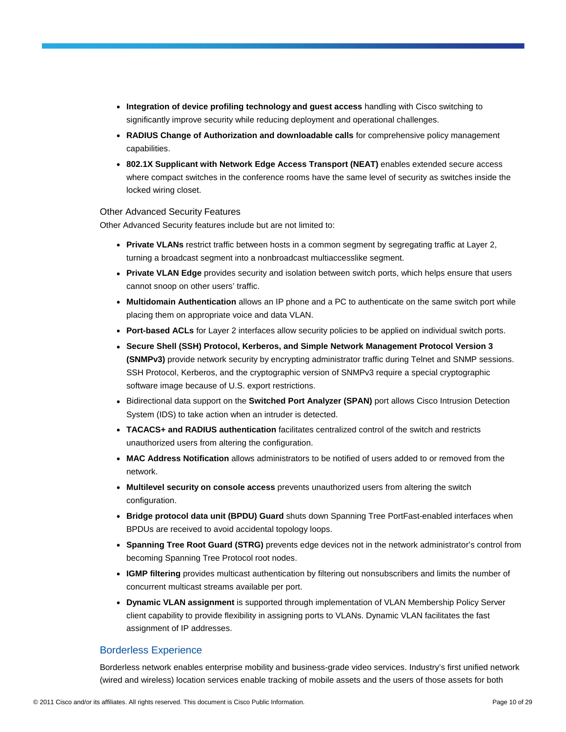- **Integration of device profiling technology and guest access** handling with Cisco switching to significantly improve security while reducing deployment and operational challenges.
- **RADIUS Change of Authorization and downloadable calls** for comprehensive policy management capabilities.
- **802.1X Supplicant with Network Edge Access Transport (NEAT)** enables extended secure access where compact switches in the conference rooms have the same level of security as switches inside the locked wiring closet.

### Other Advanced Security Features

Other Advanced Security features include but are not limited to:

- **Private VLANs** restrict traffic between hosts in a common segment by segregating traffic at Layer 2, turning a broadcast segment into a nonbroadcast multiaccesslike segment.
- **Private VLAN Edge** provides security and isolation between switch ports, which helps ensure that users cannot snoop on other users' traffic.
- **Multidomain Authentication** allows an IP phone and a PC to authenticate on the same switch port while placing them on appropriate voice and data VLAN.
- **Port-based ACLs** for Layer 2 interfaces allow security policies to be applied on individual switch ports.
- **Secure Shell (SSH) Protocol, Kerberos, and Simple Network Management Protocol Version 3 (SNMPv3)** provide network security by encrypting administrator traffic during Telnet and SNMP sessions. SSH Protocol, Kerberos, and the cryptographic version of SNMPv3 require a special cryptographic software image because of U.S. export restrictions.
- Bidirectional data support on the **Switched Port Analyzer (SPAN)** port allows Cisco Intrusion Detection System (IDS) to take action when an intruder is detected.
- **TACACS+ and RADIUS authentication** facilitates centralized control of the switch and restricts unauthorized users from altering the configuration.
- **MAC Address Notification** allows administrators to be notified of users added to or removed from the network.
- **Multilevel security on console access** prevents unauthorized users from altering the switch configuration.
- **Bridge protocol data unit (BPDU) Guard** shuts down Spanning Tree PortFast-enabled interfaces when BPDUs are received to avoid accidental topology loops.
- **Spanning Tree Root Guard (STRG)** prevents edge devices not in the network administrator's control from becoming Spanning Tree Protocol root nodes.
- **IGMP filtering** provides multicast authentication by filtering out nonsubscribers and limits the number of concurrent multicast streams available per port.
- **Dynamic VLAN assignment** is supported through implementation of VLAN Membership Policy Server client capability to provide flexibility in assigning ports to VLANs. Dynamic VLAN facilitates the fast assignment of IP addresses.

## Borderless Experience

Borderless network enables enterprise mobility and business-grade video services. Industry's first unified network (wired and wireless) location services enable tracking of mobile assets and the users of those assets for both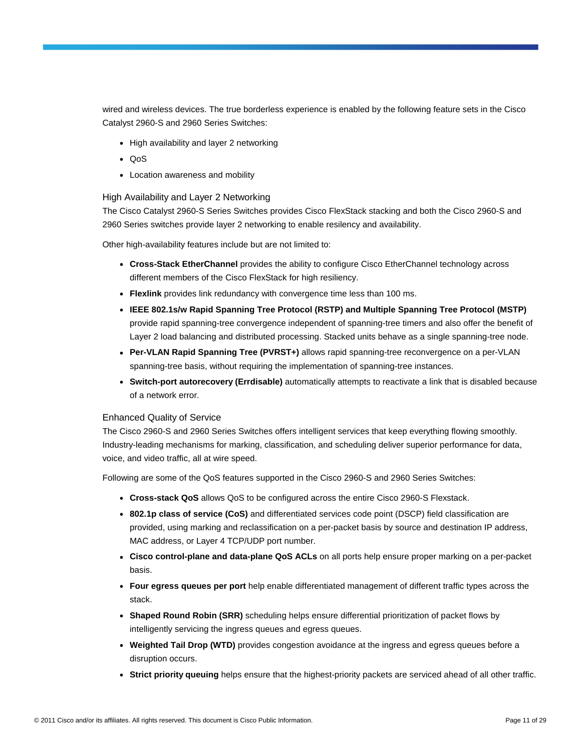wired and wireless devices. The true borderless experience is enabled by the following feature sets in the Cisco Catalyst 2960-S and 2960 Series Switches:

- High availability and layer 2 networking
- QoS
- Location awareness and mobility

### High Availability and Layer 2 Networking

The Cisco Catalyst 2960-S Series Switches provides Cisco FlexStack stacking and both the Cisco 2960-S and 2960 Series switches provide layer 2 networking to enable resiliency and availability.

Other high-availability features include but are not limited to:

- **Cross-Stack EtherChannel** provides the ability to configure Cisco EtherChannel technology across different members of the Cisco FlexStack for high resiliency.
- **Flexlink** provides link redundancy with convergence time less than 100 ms.
- **IEEE 802.1s/w Rapid Spanning Tree Protocol (RSTP) and Multiple Spanning Tree Protocol (MSTP)** provide rapid spanning-tree convergence independent of spanning-tree timers and also offer the benefit of Layer 2 load balancing and distributed processing. Stacked units behave as a single spanning-tree node.
- **Per-VLAN Rapid Spanning Tree (PVRST+)** allows rapid spanning-tree reconvergence on a per-VLAN spanning-tree basis, without requiring the implementation of spanning-tree instances.
- **Switch-port autorecovery (Errdisable)** automatically attempts to reactivate a link that is disabled because of a network error.

### Enhanced Quality of Service

The Cisco 2960-S and 2960 Series Switches offers intelligent services that keep everything flowing smoothly. Industry-leading mechanisms for marking, classification, and scheduling deliver superior performance for data, voice, and video traffic, all at wire speed.

Following are some of the QoS features supported in the Cisco 2960-S and 2960 Series Switches:

- **Cross-stack QoS** allows QoS to be configured across the entire Cisco 2960-S Flexstack.
- **802.1p class of service (CoS)** and differentiated services code point (DSCP) field classification are provided, using marking and reclassification on a per-packet basis by source and destination IP address, MAC address, or Layer 4 TCP/UDP port number.
- **Cisco control-plane and data-plane QoS ACLs** on all ports help ensure proper marking on a per-packet basis.
- **Four egress queues per port** help enable differentiated management of different traffic types across the stack.
- **Shaped Round Robin (SRR)** scheduling helps ensure differential prioritization of packet flows by intelligently servicing the ingress queues and egress queues.
- **Weighted Tail Drop (WTD)** provides congestion avoidance at the ingress and egress queues before a disruption occurs.
- **Strict priority queuing** helps ensure that the highest-priority packets are serviced ahead of all other traffic.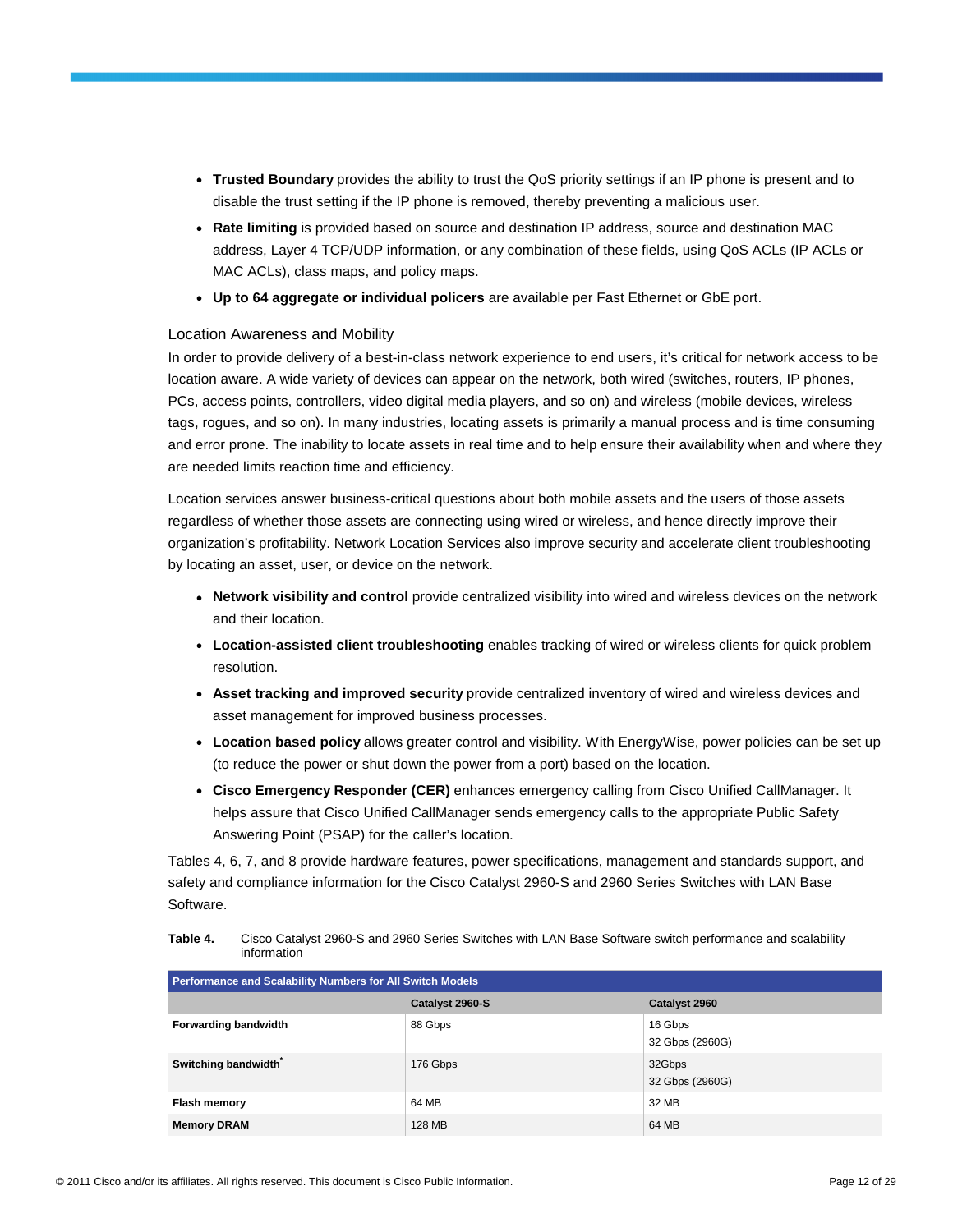- **Trusted Boundary** provides the ability to trust the QoS priority settings if an IP phone is present and to disable the trust setting if the IP phone is removed, thereby preventing a malicious user.
- **Rate limiting** is provided based on source and destination IP address, source and destination MAC address, Layer 4 TCP/UDP information, or any combination of these fields, using QoS ACLs (IP ACLs or MAC ACLs), class maps, and policy maps.
- **Up to 64 aggregate or individual policers** are available per Fast Ethernet or GbE port.

### Location Awareness and Mobility

In order to provide delivery of a best-in-class network experience to end users, it's critical for network access to be location aware. A wide variety of devices can appear on the network, both wired (switches, routers, IP phones, PCs, access points, controllers, video digital media players, and so on) and wireless (mobile devices, wireless tags, rogues, and so on). In many industries, locating assets is primarily a manual process and is time consuming and error prone. The inability to locate assets in real time and to help ensure their availability when and where they are needed limits reaction time and efficiency.

Location services answer business-critical questions about both mobile assets and the users of those assets regardless of whether those assets are connecting using wired or wireless, and hence directly improve their organization's profitability. Network Location Services also improve security and accelerate client troubleshooting by locating an asset, user, or device on the network.

- **Network visibility and control** provide centralized visibility into wired and wireless devices on the network and their location.
- **Location-assisted client troubleshooting** enables tracking of wired or wireless clients for quick problem resolution.
- **Asset tracking and improved security** provide centralized inventory of wired and wireless devices and asset management for improved business processes.
- **Location based policy** allows greater control and visibility. With EnergyWise, power policies can be set up (to reduce the power or shut down the power from a port) based on the location.
- **Cisco Emergency Responder (CER)** enhances emergency calling from Cisco Unified CallManager. It helps assure that Cisco Unified CallManager sends emergency calls to the appropriate Public Safety Answering Point (PSAP) for the caller's location.

Tables 4, 6, 7, and 8 provide hardware features, power specifications, management and standards support, and safety and compliance information for the Cisco Catalyst 2960-S and 2960 Series Switches with LAN Base Software.

**Table 4.** Cisco Catalyst 2960-S and 2960 Series Switches with LAN Base Software switch performance and scalability information

| Performance and Scalability Numbers for All Switch Models | | |
|---|---|---|
| | **Catalyst 2960-S** | **Catalyst 2960** |
| **Forwarding bandwidth** | 88 Gbps | 16 Gbps<br>32 Gbps (2960G) |
| **Switching bandwidth*** | 176 Gbps | 32Gbps<br>32 Gbps (2960G) |
| **Flash memory** | 64 MB | 32 MB |
| **Memory DRAM** | 128 MB | 64 MB |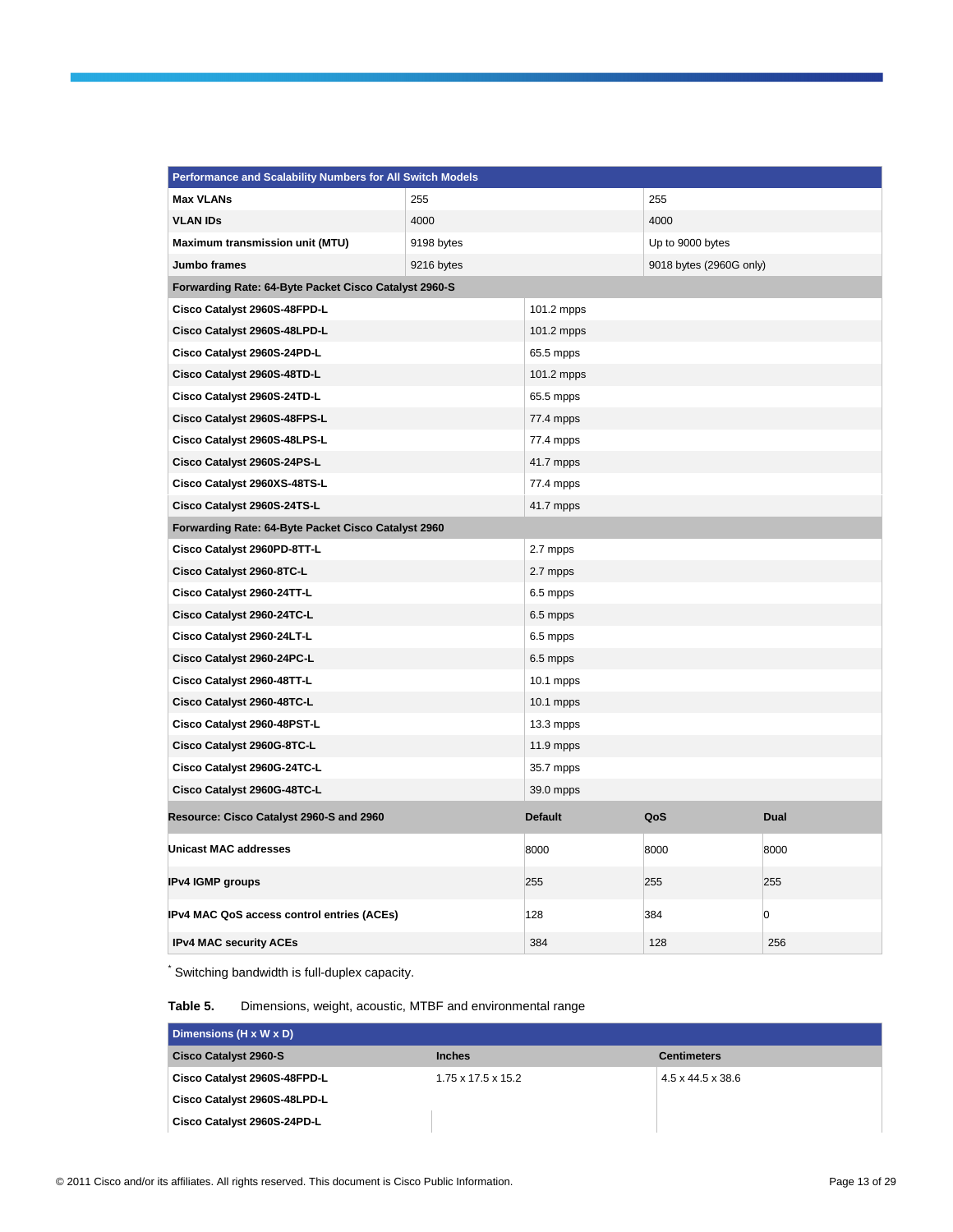| Performance and Scalability Numbers for All Switch Models | | | |
|---|---|---|---|
| **Max VLANs** | 255 | 255 | |
| **VLAN IDs** | 4000 | 4000 | |
| **Maximum transmission unit (MTU)** | 9198 bytes | Up to 9000 bytes | |
| **Jumbo frames** | 9216 bytes | 9018 bytes (2960G only) | |
| **Forwarding Rate: 64-Byte Packet Cisco Catalyst 2960-S** | | | |
| **Cisco Catalyst 2960S-48FPD-L** | 101.2 mpps | | |
| **Cisco Catalyst 2960S-48LPD-L** | 101.2 mpps | | |
| **Cisco Catalyst 2960S-24PD-L** | 65.5 mpps | | |
| **Cisco Catalyst 2960S-48TD-L** | 101.2 mpps | | |
| **Cisco Catalyst 2960S-24TD-L** | 65.5 mpps | | |
| **Cisco Catalyst 2960S-48FPS-L** | 77.4 mpps | | |
| **Cisco Catalyst 2960S-48LPS-L** | 77.4 mpps | | |
| **Cisco Catalyst 2960S-24PS-L** | 41.7 mpps | | |
| **Cisco Catalyst 2960XS-48TS-L** | 77.4 mpps | | |
| **Cisco Catalyst 2960S-24TS-L** | 41.7 mpps | | |
| **Forwarding Rate: 64-Byte Packet Cisco Catalyst 2960** | | | |
| **Cisco Catalyst 2960PD-8TT-L** | 2.7 mpps | | |
| **Cisco Catalyst 2960-8TC-L** | 2.7 mpps | | |
| **Cisco Catalyst 2960-24TT-L** | 6.5 mpps | | |
| **Cisco Catalyst 2960-24TC-L** | 6.5 mpps | | |
| **Cisco Catalyst 2960-24LT-L** | 6.5 mpps | | |
| **Cisco Catalyst 2960-24PC-L** | 6.5 mpps | | |
| **Cisco Catalyst 2960-48TT-L** | 10.1 mpps | | |
| **Cisco Catalyst 2960-48TC-L** | 10.1 mpps | | |
| **Cisco Catalyst 2960-48PST-L** | 13.3 mpps | | |
| **Cisco Catalyst 2960G-8TC-L** | 11.9 mpps | | |
| **Cisco Catalyst 2960G-24TC-L** | 35.7 mpps | | |
| **Cisco Catalyst 2960G-48TC-L** | 39.0 mpps | | |
| **Resource: Cisco Catalyst 2960-S and 2960** | **Default** | **QoS** | **Dual** |
| **Unicast MAC addresses** | 8000 | 8000 | 8000 |
| **IPv4 IGMP groups** | 255 | 255 | 255 |
| **IPv4 MAC QoS access control entries (ACEs)** | 128 | 384 | 0 |
| **IPv4 MAC security ACEs** | 384 | 128 | 256 |

[*] Switching bandwidth is full-duplex capacity.

**Table 5.** Dimensions, weight, acoustic, MTBF and environmental range

| Dimensions (H x W x D) | | |
|---|---|---|
| **Cisco Catalyst 2960-S** | **Inches** | **Centimeters** |
| **Cisco Catalyst 2960S-48FPD-L** | 1.75 x 17.5 x 15.2 | 4.5 x 44.5 x 38.6 |
| **Cisco Catalyst 2960S-48LPD-L** | | |
| **Cisco Catalyst 2960S-24PD-L** | | |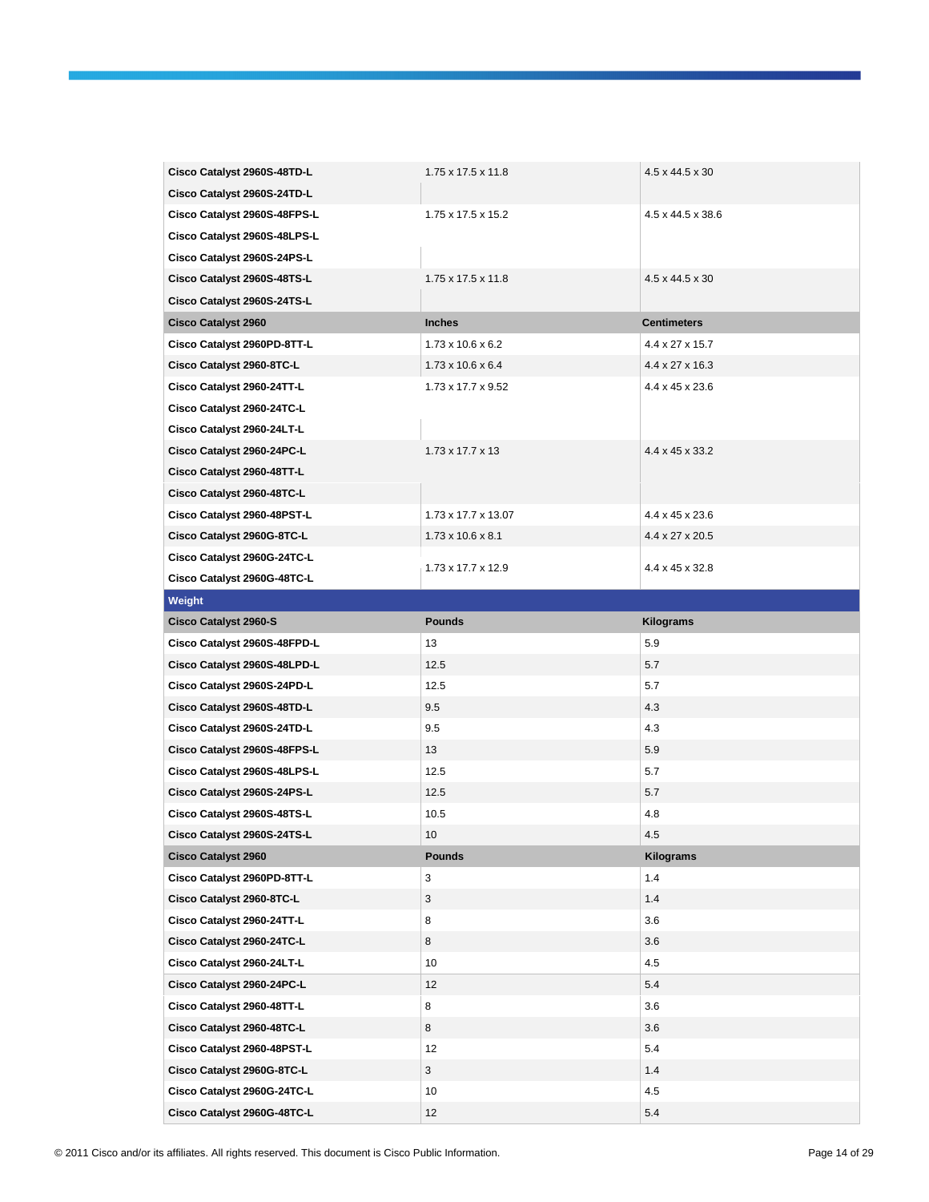| | | |
|---|---|---|
| Cisco Catalyst 2960S-48TD-L | 1.75 x 17.5 x 11.8 | 4.5 x 44.5 x 30 |
| Cisco Catalyst 2960S-24TD-L | | |
| Cisco Catalyst 2960S-48FPS-L | 1.75 x 17.5 x 15.2 | 4.5 x 44.5 x 38.6 |
| Cisco Catalyst 2960S-48LPS-L | | |
| Cisco Catalyst 2960S-24PS-L | | |
| Cisco Catalyst 2960S-48TS-L | 1.75 x 17.5 x 11.8 | 4.5 x 44.5 x 30 |
| Cisco Catalyst 2960S-24TS-L | | |
| **Cisco Catalyst 2960** | **Inches** | **Centimeters** |
| Cisco Catalyst 2960PD-8TT-L | 1.73 x 10.6 x 6.2 | 4.4 x 27 x 15.7 |
| Cisco Catalyst 2960-8TC-L | 1.73 x 10.6 x 6.4 | 4.4 x 27 x 16.3 |
| Cisco Catalyst 2960-24TT-L | 1.73 x 17.7 x 9.52 | 4.4 x 45 x 23.6 |
| Cisco Catalyst 2960-24TC-L | | |
| Cisco Catalyst 2960-24LT-L | | |
| Cisco Catalyst 2960-24PC-L | 1.73 x 17.7 x 13 | 4.4 x 45 x 33.2 |
| Cisco Catalyst 2960-48TT-L | | |
| Cisco Catalyst 2960-48TC-L | | |
| Cisco Catalyst 2960-48PST-L | 1.73 x 17.7 x 13.07 | 4.4 x 45 x 23.6 |
| Cisco Catalyst 2960G-8TC-L | 1.73 x 10.6 x 8.1 | 4.4 x 27 x 20.5 |
| Cisco Catalyst 2960G-24TC-L | 1.73 x 17.7 x 12.9 | 4.4 x 45 x 32.8 |
| Cisco Catalyst 2960G-48TC-L | | |
| **Weight** | | |
| **Cisco Catalyst 2960-S** | **Pounds** | **Kilograms** |
| Cisco Catalyst 2960S-48FPD-L | 13 | 5.9 |
| Cisco Catalyst 2960S-48LPD-L | 12.5 | 5.7 |
| Cisco Catalyst 2960S-24PD-L | 12.5 | 5.7 |
| Cisco Catalyst 2960S-48TD-L | 9.5 | 4.3 |
| Cisco Catalyst 2960S-24TD-L | 9.5 | 4.3 |
| Cisco Catalyst 2960S-48FPS-L | 13 | 5.9 |
| Cisco Catalyst 2960S-48LPS-L | 12.5 | 5.7 |
| Cisco Catalyst 2960S-24PS-L | 12.5 | 5.7 |
| Cisco Catalyst 2960S-48TS-L | 10.5 | 4.8 |
| Cisco Catalyst 2960S-24TS-L | 10 | 4.5 |
| **Cisco Catalyst 2960** | **Pounds** | **Kilograms** |
| Cisco Catalyst 2960PD-8TT-L | 3 | 1.4 |
| Cisco Catalyst 2960-8TC-L | 3 | 1.4 |
| Cisco Catalyst 2960-24TT-L | 8 | 3.6 |
| Cisco Catalyst 2960-24TC-L | 8 | 3.6 |
| Cisco Catalyst 2960-24LT-L | 10 | 4.5 |
| Cisco Catalyst 2960-24PC-L | 12 | 5.4 |
| Cisco Catalyst 2960-48TT-L | 8 | 3.6 |
| Cisco Catalyst 2960-48TC-L | 8 | 3.6 |
| Cisco Catalyst 2960-48PST-L | 12 | 5.4 |
| Cisco Catalyst 2960G-8TC-L | 3 | 1.4 |
| Cisco Catalyst 2960G-24TC-L | 10 | 4.5 |
| Cisco Catalyst 2960G-48TC-L | 12 | 5.4 |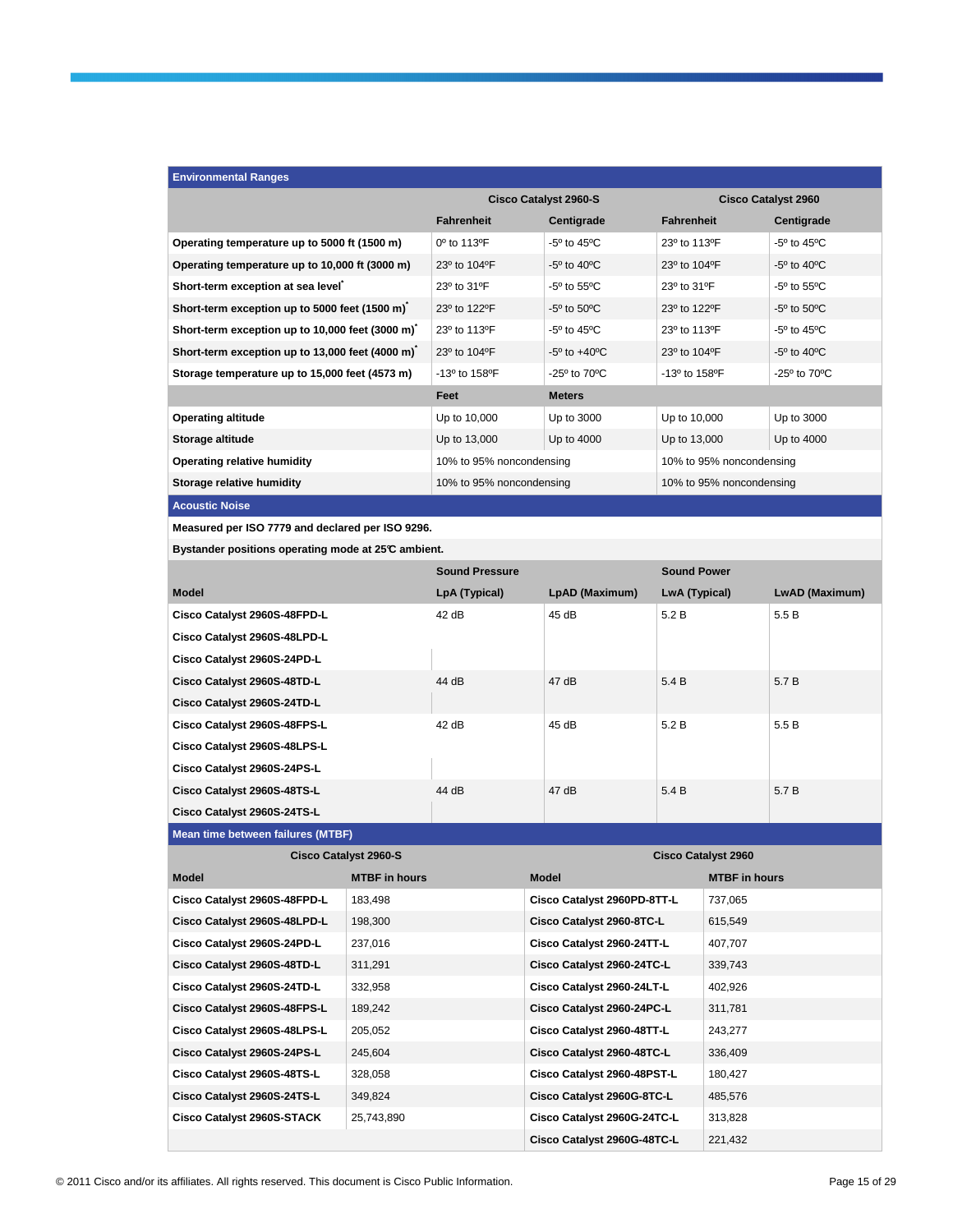| Environmental Ranges | | | | |
|---|---|---|---|---|
| | Cisco Catalyst 2960-S | | Cisco Catalyst 2960 | |
| | Fahrenheit | Centigrade | Fahrenheit | Centigrade |
| **Operating temperature up to 5000 ft (1500 m)** | 0º to 113ºF | -5º to 45ºC | 23º to 113ºF | -5º to 45ºC |
| **Operating temperature up to 10,000 ft (3000 m)** | 23º to 104ºF | -5º to 40ºC | 23º to 104ºF | -5º to 40ºC |
| **Short-term exception at sea level*** | 23º to 31ºF | -5º to 55ºC | 23º to 31ºF | -5º to 55ºC |
| **Short-term exception up to 5000 feet (1500 m)*** | 23º to 122ºF | -5º to 50ºC | 23º to 122ºF | -5º to 50ºC |
| **Short-term exception up to 10,000 feet (3000 m)*** | 23º to 113ºF | -5º to 45ºC | 23º to 113ºF | -5º to 45ºC |
| **Short-term exception up to 13,000 feet (4000 m)*** | 23º to 104ºF | -5º to +40ºC | 23º to 104ºF | -5º to 40ºC |
| **Storage temperature up to 15,000 feet (4573 m)** | -13º to 158ºF | -25º to 70ºC | -13º to 158ºF | -25º to 70ºC |
| | Feet | Meters | | |
| **Operating altitude** | Up to 10,000 | Up to 3000 | Up to 10,000 | Up to 3000 |
| **Storage altitude** | Up to 13,000 | Up to 4000 | Up to 13,000 | Up to 4000 |
| **Operating relative humidity** | 10% to 95% noncondensing | | 10% to 95% noncondensing | |
| **Storage relative humidity** | 10% to 95% noncondensing | | 10% to 95% noncondensing | |

**Acoustic Noise**

**Measured per ISO 7779 and declared per ISO 9296.**

**Bystander positions operating mode at 25C ambient.**

| | Sound Pressure | | Sound Power | |
|---|---|---|---|---|
| **Model** | **LpA (Typical)** | **LpAD (Maximum)** | **LwA (Typical)** | **LwAD (Maximum)** |
| **Cisco Catalyst 2960S-48FPD-L**<br>**Cisco Catalyst 2960S-48LPD-L**<br>**Cisco Catalyst 2960S-24PD-L** | 42 dB | 45 dB | 5.2 B | 5.5 B |
| **Cisco Catalyst 2960S-48TD-L**<br>**Cisco Catalyst 2960S-24TD-L** | 44 dB | 47 dB | 5.4 B | 5.7 B |
| **Cisco Catalyst 2960S-48FPS-L**<br>**Cisco Catalyst 2960S-48LPS-L**<br>**Cisco Catalyst 2960S-24PS-L** | 42 dB | 45 dB | 5.2 B | 5.5 B |
| **Cisco Catalyst 2960S-48TS-L**<br>**Cisco Catalyst 2960S-24TS-L** | 44 dB | 47 dB | 5.4 B | 5.7 B |

**Mean time between failures (MTBF)**

| Cisco Catalyst 2960-S | | Cisco Catalyst 2960 | |
|---|---|---|---|
| **Model** | **MTBF in hours** | **Model** | **MTBF in hours** |
| **Cisco Catalyst 2960S-48FPD-L** | 183,498 | **Cisco Catalyst 2960PD-8TT-L** | 737,065 |
| **Cisco Catalyst 2960S-48LPD-L** | 198,300 | **Cisco Catalyst 2960-8TC-L** | 615,549 |
| **Cisco Catalyst 2960S-24PD-L** | 237,016 | **Cisco Catalyst 2960-24TT-L** | 407,707 |
| **Cisco Catalyst 2960S-48TD-L** | 311,291 | **Cisco Catalyst 2960-24TC-L** | 339,743 |
| **Cisco Catalyst 2960S-24TD-L** | 332,958 | **Cisco Catalyst 2960-24LT-L** | 402,926 |
| **Cisco Catalyst 2960S-48FPS-L** | 189,242 | **Cisco Catalyst 2960-24PC-L** | 311,781 |
| **Cisco Catalyst 2960S-48LPS-L** | 205,052 | **Cisco Catalyst 2960-48TT-L** | 243,277 |
| **Cisco Catalyst 2960S-24PS-L** | 245,604 | **Cisco Catalyst 2960-48TC-L** | 336,409 |
| **Cisco Catalyst 2960S-48TS-L** | 328,058 | **Cisco Catalyst 2960-48PST-L** | 180,427 |
| **Cisco Catalyst 2960S-24TS-L** | 349,824 | **Cisco Catalyst 2960G-8TC-L** | 485,576 |
| **Cisco Catalyst 2960S-STACK** | 25,743,890 | **Cisco Catalyst 2960G-24TC-L** | 313,828 |
| | | **Cisco Catalyst 2960G-48TC-L** | 221,432 |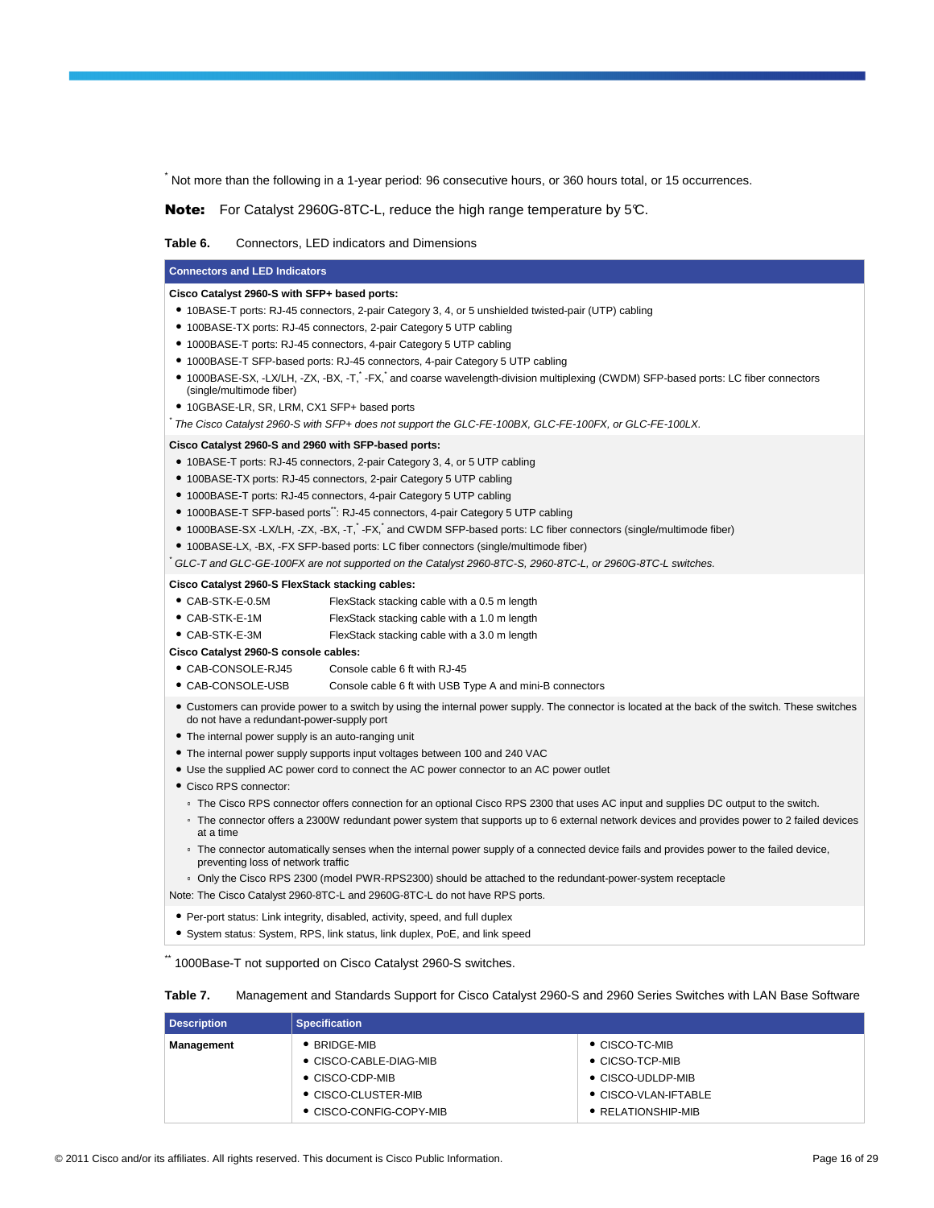[*] Not more than the following in a 1-year period: 96 consecutive hours, or 360 hours total, or 15 occurrences.

**Note:** For Catalyst 2960G-8TC-L, reduce the high range temperature by 5℃.

**Table 6.** Connectors, LED indicators and Dimensions

| Connectors and LED Indicators |
| --- |
| **Cisco Catalyst 2960-S with SFP+ based ports:**<br>• 10BASE-T ports: RJ-45 connectors, 2-pair Category 3, 4, or 5 unshielded twisted-pair (UTP) cabling<br>• 100BASE-TX ports: RJ-45 connectors, 2-pair Category 5 UTP cabling<br>• 1000BASE-T ports: RJ-45 connectors, 4-pair Category 5 UTP cabling<br>• 1000BASE-T SFP-based ports: RJ-45 connectors, 4-pair Category 5 UTP cabling<br>• 1000BASE-SX, -LX/LH, -ZX, -BX, -T,[*] -FX,[*] and coarse wavelength-division multiplexing (CWDM) SFP-based ports: LC fiber connectors (single/multimode fiber)<br>• 10GBASE-LR, SR, LRM, CX1 SFP+ based ports<br>[*] *The Cisco Catalyst 2960-S with SFP+ does not support the GLC-FE-100BX, GLC-FE-100FX, or GLC-FE-100LX.* |
| **Cisco Catalyst 2960-S and 2960 with SFP-based ports:**<br>• 10BASE-T ports: RJ-45 connectors, 2-pair Category 3, 4, or 5 UTP cabling<br>• 100BASE-TX ports: RJ-45 connectors, 2-pair Category 5 UTP cabling<br>• 1000BASE-T ports: RJ-45 connectors, 4-pair Category 5 UTP cabling<br>• 1000BASE-T SFP-based ports[**]: RJ-45 connectors, 4-pair Category 5 UTP cabling<br>• 1000BASE-SX -LX/LH, -ZX, -BX, -T,[*] -FX,[*] and CWDM SFP-based ports: LC fiber connectors (single/multimode fiber)<br>• 100BASE-LX, -BX, -FX SFP-based ports: LC fiber connectors (single/multimode fiber)<br>[*] *GLC-T and GLC-GE-100FX are not supported on the Catalyst 2960-8TC-S, 2960-8TC-L, or 2960G-8TC-L switches.* |
| **Cisco Catalyst 2960-S FlexStack stacking cables:**<br>• CAB-STK-E-0.5M — FlexStack stacking cable with a 0.5 m length<br>• CAB-STK-E-1M — FlexStack stacking cable with a 1.0 m length<br>• CAB-STK-E-3M — FlexStack stacking cable with a 3.0 m length<br>**Cisco Catalyst 2960-S console cables:**<br>• CAB-CONSOLE-RJ45 — Console cable 6 ft with RJ-45<br>• CAB-CONSOLE-USB — Console cable 6 ft with USB Type A and mini-B connectors |
| • Customers can provide power to a switch by using the internal power supply. The connector is located at the back of the switch. These switches do not have a redundant-power-supply port<br>• The internal power supply is an auto-ranging unit<br>• The internal power supply supports input voltages between 100 and 240 VAC<br>• Use the supplied AC power cord to connect the AC power connector to an AC power outlet<br>• Cisco RPS connector:<br>◦ The Cisco RPS connector offers connection for an optional Cisco RPS 2300 that uses AC input and supplies DC output to the switch.<br>◦ The connector offers a 2300W redundant power system that supports up to 6 external network devices and provides power to 2 failed devices at a time<br>◦ The connector automatically senses when the internal power supply of a connected device fails and provides power to the failed device, preventing loss of network traffic<br>◦ Only the Cisco RPS 2300 (model PWR-RPS2300) should be attached to the redundant-power-system receptacle<br>Note: The Cisco Catalyst 2960-8TC-L and 2960G-8TC-L do not have RPS ports. |
| • Per-port status: Link integrity, disabled, activity, speed, and full duplex<br>• System status: System, RPS, link status, link duplex, PoE, and link speed |

[**] 1000Base-T not supported on Cisco Catalyst 2960-S switches.

**Table 7.** Management and Standards Support for Cisco Catalyst 2960-S and 2960 Series Switches with LAN Base Software

| Description | Specification | |
| --- | --- | --- |
| **Management** | • BRIDGE-MIB<br>• CISCO-CABLE-DIAG-MIB<br>• CISCO-CDP-MIB<br>• CISCO-CLUSTER-MIB<br>• CISCO-CONFIG-COPY-MIB | • CISCO-TC-MIB<br>• CICSO-TCP-MIB<br>• CISCO-UDLDP-MIB<br>• CISCO-VLAN-IFTABLE<br>• RELATIONSHIP-MIB |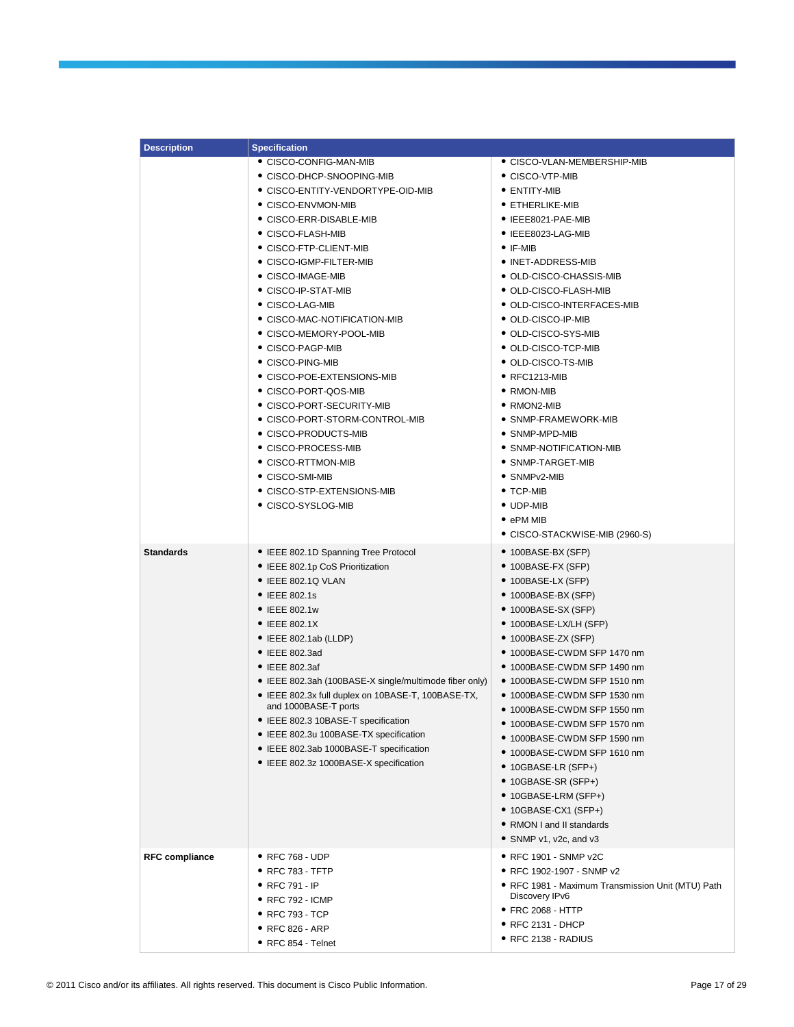| Description | Specification | |
|---|---|---|
| | • CISCO-CONFIG-MAN-MIB<br>• CISCO-DHCP-SNOOPING-MIB<br>• CISCO-ENTITY-VENDORTYPE-OID-MIB<br>• CISCO-ENVMON-MIB<br>• CISCO-ERR-DISABLE-MIB<br>• CISCO-FLASH-MIB<br>• CISCO-FTP-CLIENT-MIB<br>• CISCO-IGMP-FILTER-MIB<br>• CISCO-IMAGE-MIB<br>• CISCO-IP-STAT-MIB<br>• CISCO-LAG-MIB<br>• CISCO-MAC-NOTIFICATION-MIB<br>• CISCO-MEMORY-POOL-MIB<br>• CISCO-PAGP-MIB<br>• CISCO-PING-MIB<br>• CISCO-POE-EXTENSIONS-MIB<br>• CISCO-PORT-QOS-MIB<br>• CISCO-PORT-SECURITY-MIB<br>• CISCO-PORT-STORM-CONTROL-MIB<br>• CISCO-PRODUCTS-MIB<br>• CISCO-PROCESS-MIB<br>• CISCO-RTTMON-MIB<br>• CISCO-SMI-MIB<br>• CISCO-STP-EXTENSIONS-MIB<br>• CISCO-SYSLOG-MIB | • CISCO-VLAN-MEMBERSHIP-MIB<br>• CISCO-VTP-MIB<br>• ENTITY-MIB<br>• ETHERLIKE-MIB<br>• IEEE8021-PAE-MIB<br>• IEEE8023-LAG-MIB<br>• IF-MIB<br>• INET-ADDRESS-MIB<br>• OLD-CISCO-CHASSIS-MIB<br>• OLD-CISCO-FLASH-MIB<br>• OLD-CISCO-INTERFACES-MIB<br>• OLD-CISCO-IP-MIB<br>• OLD-CISCO-SYS-MIB<br>• OLD-CISCO-TCP-MIB<br>• OLD-CISCO-TS-MIB<br>• RFC1213-MIB<br>• RMON-MIB<br>• RMON2-MIB<br>• SNMP-FRAMEWORK-MIB<br>• SNMP-MPD-MIB<br>• SNMP-NOTIFICATION-MIB<br>• SNMP-TARGET-MIB<br>• SNMPv2-MIB<br>• TCP-MIB<br>• UDP-MIB<br>• ePM MIB<br>• CISCO-STACKWISE-MIB (2960-S) |
| **Standards** | • IEEE 802.1D Spanning Tree Protocol<br>• IEEE 802.1p CoS Prioritization<br>• IEEE 802.1Q VLAN<br>• IEEE 802.1s<br>• IEEE 802.1w<br>• IEEE 802.1X<br>• IEEE 802.1ab (LLDP)<br>• IEEE 802.3ad<br>• IEEE 802.3af<br>• IEEE 802.3ah (100BASE-X single/multimode fiber only)<br>• IEEE 802.3x full duplex on 10BASE-T, 100BASE-TX, and 1000BASE-T ports<br>• IEEE 802.3 10BASE-T specification<br>• IEEE 802.3u 100BASE-TX specification<br>• IEEE 802.3ab 1000BASE-T specification<br>• IEEE 802.3z 1000BASE-X specification | • 100BASE-BX (SFP)<br>• 100BASE-FX (SFP)<br>• 100BASE-LX (SFP)<br>• 1000BASE-BX (SFP)<br>• 1000BASE-SX (SFP)<br>• 1000BASE-LX/LH (SFP)<br>• 1000BASE-ZX (SFP)<br>• 1000BASE-CWDM SFP 1470 nm<br>• 1000BASE-CWDM SFP 1490 nm<br>• 1000BASE-CWDM SFP 1510 nm<br>• 1000BASE-CWDM SFP 1530 nm<br>• 1000BASE-CWDM SFP 1550 nm<br>• 1000BASE-CWDM SFP 1570 nm<br>• 1000BASE-CWDM SFP 1590 nm<br>• 1000BASE-CWDM SFP 1610 nm<br>• 10GBASE-LR (SFP+)<br>• 10GBASE-SR (SFP+)<br>• 10GBASE-LRM (SFP+)<br>• 10GBASE-CX1 (SFP+)<br>• RMON I and II standards<br>• SNMP v1, v2c, and v3 |
| **RFC compliance** | • RFC 768 - UDP<br>• RFC 783 - TFTP<br>• RFC 791 - IP<br>• RFC 792 - ICMP<br>• RFC 793 - TCP<br>• RFC 826 - ARP<br>• RFC 854 - Telnet | • RFC 1901 - SNMP v2C<br>• RFC 1902-1907 - SNMP v2<br>• RFC 1981 - Maximum Transmission Unit (MTU) Path Discovery IPv6<br>• FRC 2068 - HTTP<br>• RFC 2131 - DHCP<br>• RFC 2138 - RADIUS |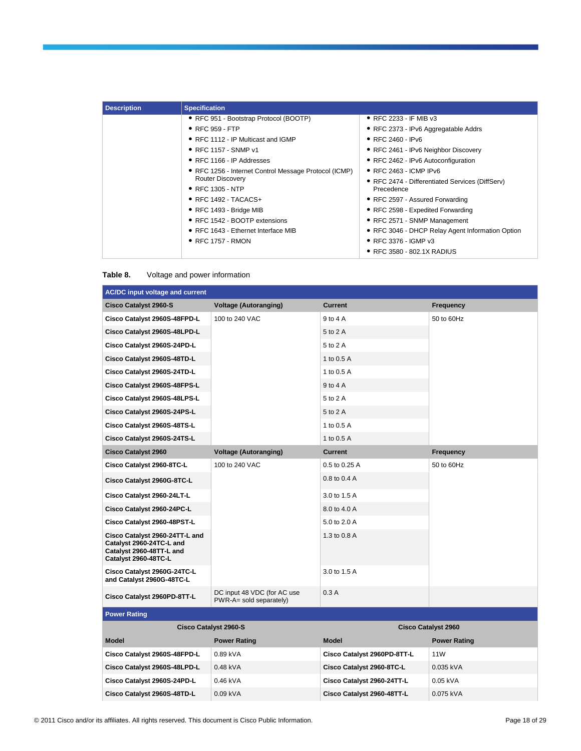| Description | Specification | |
|---|---|---|
| | • RFC 951 - Bootstrap Protocol (BOOTP)<br>• RFC 959 - FTP<br>• RFC 1112 - IP Multicast and IGMP<br>• RFC 1157 - SNMP v1<br>• RFC 1166 - IP Addresses<br>• RFC 1256 - Internet Control Message Protocol (ICMP) Router Discovery<br>• RFC 1305 - NTP<br>• RFC 1492 - TACACS+<br>• RFC 1493 - Bridge MIB<br>• RFC 1542 - BOOTP extensions<br>• RFC 1643 - Ethernet Interface MIB<br>• RFC 1757 - RMON | • RFC 2233 - IF MIB v3<br>• RFC 2373 - IPv6 Aggregatable Addrs<br>• RFC 2460 - IPv6<br>• RFC 2461 - IPv6 Neighbor Discovery<br>• RFC 2462 - IPv6 Autoconfiguration<br>• RFC 2463 - ICMP IPv6<br>• RFC 2474 - Differentiated Services (DiffServ) Precedence<br>• RFC 2597 - Assured Forwarding<br>• RFC 2598 - Expedited Forwarding<br>• RFC 2571 - SNMP Management<br>• RFC 3046 - DHCP Relay Agent Information Option<br>• RFC 3376 - IGMP v3<br>• RFC 3580 - 802.1X RADIUS |

**Table 8.** Voltage and power information

| AC/DC input voltage and current | | | |
|---|---|---|---|
| **Cisco Catalyst 2960-S** | **Voltage (Autoranging)** | **Current** | **Frequency** |
| **Cisco Catalyst 2960S-48FPD-L** | 100 to 240 VAC | 9 to 4 A | 50 to 60Hz |
| **Cisco Catalyst 2960S-48LPD-L** | | 5 to 2 A | |
| **Cisco Catalyst 2960S-24PD-L** | | 5 to 2 A | |
| **Cisco Catalyst 2960S-48TD-L** | | 1 to 0.5 A | |
| **Cisco Catalyst 2960S-24TD-L** | | 1 to 0.5 A | |
| **Cisco Catalyst 2960S-48FPS-L** | | 9 to 4 A | |
| **Cisco Catalyst 2960S-48LPS-L** | | 5 to 2 A | |
| **Cisco Catalyst 2960S-24PS-L** | | 5 to 2 A | |
| **Cisco Catalyst 2960S-48TS-L** | | 1 to 0.5 A | |
| **Cisco Catalyst 2960S-24TS-L** | | 1 to 0.5 A | |
| **Cisco Catalyst 2960** | **Voltage (Autoranging)** | **Current** | **Frequency** |
| **Cisco Catalyst 2960-8TC-L** | 100 to 240 VAC | 0.5 to 0.25 A | 50 to 60Hz |
| **Cisco Catalyst 2960G-8TC-L** | | 0.8 to 0.4 A | |
| **Cisco Catalyst 2960-24LT-L** | | 3.0 to 1.5 A | |
| **Cisco Catalyst 2960-24PC-L** | | 8.0 to 4.0 A | |
| **Cisco Catalyst 2960-48PST-L** | | 5.0 to 2.0 A | |
| **Cisco Catalyst 2960-24TT-L and Catalyst 2960-24TC-L and Catalyst 2960-48TT-L and Catalyst 2960-48TC-L** | | 1.3 to 0.8 A | |
| **Cisco Catalyst 2960G-24TC-L and Catalyst 2960G-48TC-L** | | 3.0 to 1.5 A | |
| **Cisco Catalyst 2960PD-8TT-L** | DC input 48 VDC (for AC use PWR-A= sold separately) | 0.3 A | |
| **Power Rating** | | | |
| **Cisco Catalyst 2960-S** | | **Cisco Catalyst 2960** | |
| **Model** | **Power Rating** | **Model** | **Power Rating** |
| **Cisco Catalyst 2960S-48FPD-L** | 0.89 kVA | **Cisco Catalyst 2960PD-8TT-L** | 11W |
| **Cisco Catalyst 2960S-48LPD-L** | 0.48 kVA | **Cisco Catalyst 2960-8TC-L** | 0.035 kVA |
| **Cisco Catalyst 2960S-24PD-L** | 0.46 kVA | **Cisco Catalyst 2960-24TT-L** | 0.05 kVA |
| **Cisco Catalyst 2960S-48TD-L** | 0.09 kVA | **Cisco Catalyst 2960-48TT-L** | 0.075 kVA |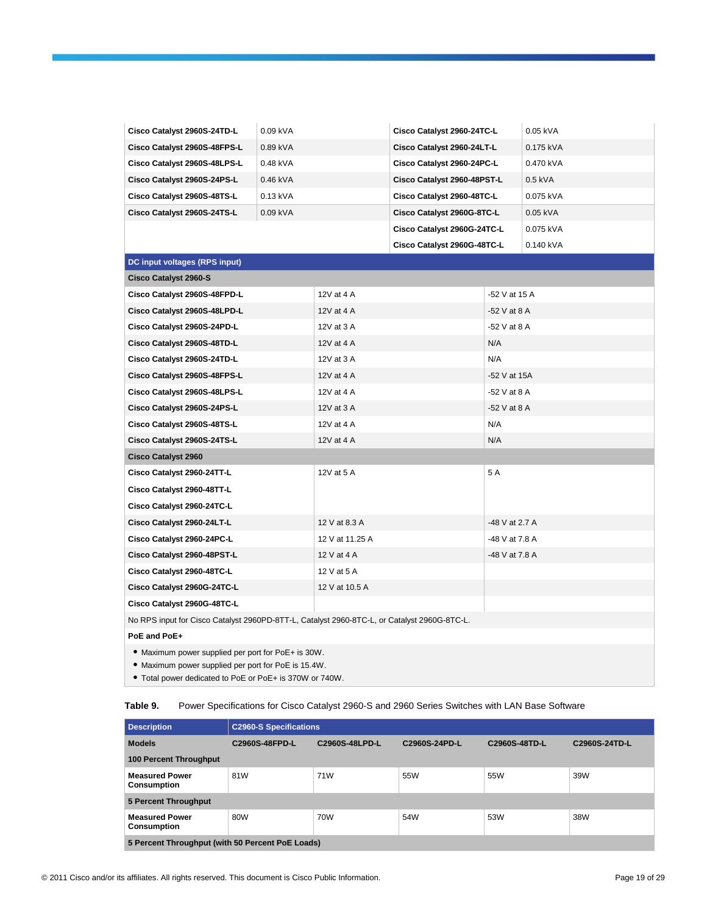| | | | |
|---|---|---|---|
| **Cisco Catalyst 2960S-24TD-L** | 0.09 kVA | **Cisco Catalyst 2960-24TC-L** | 0.05 kVA |
| **Cisco Catalyst 2960S-48FPS-L** | 0.89 kVA | **Cisco Catalyst 2960-24LT-L** | 0.175 kVA |
| **Cisco Catalyst 2960S-48LPS-L** | 0.48 kVA | **Cisco Catalyst 2960-24PC-L** | 0.470 kVA |
| **Cisco Catalyst 2960S-24PS-L** | 0.46 kVA | **Cisco Catalyst 2960-48PST-L** | 0.5 kVA |
| **Cisco Catalyst 2960S-48TS-L** | 0.13 kVA | **Cisco Catalyst 2960-48TC-L** | 0.075 kVA |
| **Cisco Catalyst 2960S-24TS-L** | 0.09 kVA | **Cisco Catalyst 2960G-8TC-L** | 0.05 kVA |
| | | **Cisco Catalyst 2960G-24TC-L** | 0.075 kVA |
| | | **Cisco Catalyst 2960G-48TC-L** | 0.140 kVA |

| **DC input voltages (RPS input)** | | |
|---|---|---|
| **Cisco Catalyst 2960-S** | | |
| **Cisco Catalyst 2960S-48FPD-L** | 12V at 4 A | -52 V at 15 A |
| **Cisco Catalyst 2960S-48LPD-L** | 12V at 4 A | -52 V at 8 A |
| **Cisco Catalyst 2960S-24PD-L** | 12V at 3 A | -52 V at 8 A |
| **Cisco Catalyst 2960S-48TD-L** | 12V at 4 A | N/A |
| **Cisco Catalyst 2960S-24TD-L** | 12V at 3 A | N/A |
| **Cisco Catalyst 2960S-48FPS-L** | 12V at 4 A | -52 V at 15A |
| **Cisco Catalyst 2960S-48LPS-L** | 12V at 4 A | -52 V at 8 A |
| **Cisco Catalyst 2960S-24PS-L** | 12V at 3 A | -52 V at 8 A |
| **Cisco Catalyst 2960S-48TS-L** | 12V at 4 A | N/A |
| **Cisco Catalyst 2960S-24TS-L** | 12V at 4 A | N/A |
| **Cisco Catalyst 2960** | | |
| **Cisco Catalyst 2960-24TT-L** | 12V at 5 A | 5 A |
| **Cisco Catalyst 2960-48TT-L** | | |
| **Cisco Catalyst 2960-24TC-L** | | |
| **Cisco Catalyst 2960-24LT-L** | 12 V at 8.3 A | -48 V at 2.7 A |
| **Cisco Catalyst 2960-24PC-L** | 12 V at 11.25 A | -48 V at 7.8 A |
| **Cisco Catalyst 2960-48PST-L** | 12 V at 4 A | -48 V at 7.8 A |
| **Cisco Catalyst 2960-48TC-L** | 12 V at 5 A | |
| **Cisco Catalyst 2960G-24TC-L** | 12 V at 10.5 A | |
| **Cisco Catalyst 2960G-48TC-L** | | |
| No RPS input for Cisco Catalyst 2960PD-8TT-L, Catalyst 2960-8TC-L, or Catalyst 2960G-8TC-L. | | |
| **PoE and PoE+** | | |
| • Maximum power supplied per port for PoE+ is 30W.<br>• Maximum power supplied per port for PoE is 15.4W.<br>• Total power dedicated to PoE or PoE+ is 370W or 740W. | | |

**Table 9.** Power Specifications for Cisco Catalyst 2960-S and 2960 Series Switches with LAN Base Software

| **Description** | **C2960-S Specifications** | | | | |
|---|---|---|---|---|---|
| **Models** | **C2960S-48FPD-L** | **C2960S-48LPD-L** | **C2960S-24PD-L** | **C2960S-48TD-L** | **C2960S-24TD-L** |
| **100 Percent Throughput** | | | | | |
| **Measured Power Consumption** | 81W | 71W | 55W | 55W | 39W |
| **5 Percent Throughput** | | | | | |
| **Measured Power Consumption** | 80W | 70W | 54W | 53W | 38W |
| **5 Percent Throughput (with 50 Percent PoE Loads)** | | | | | |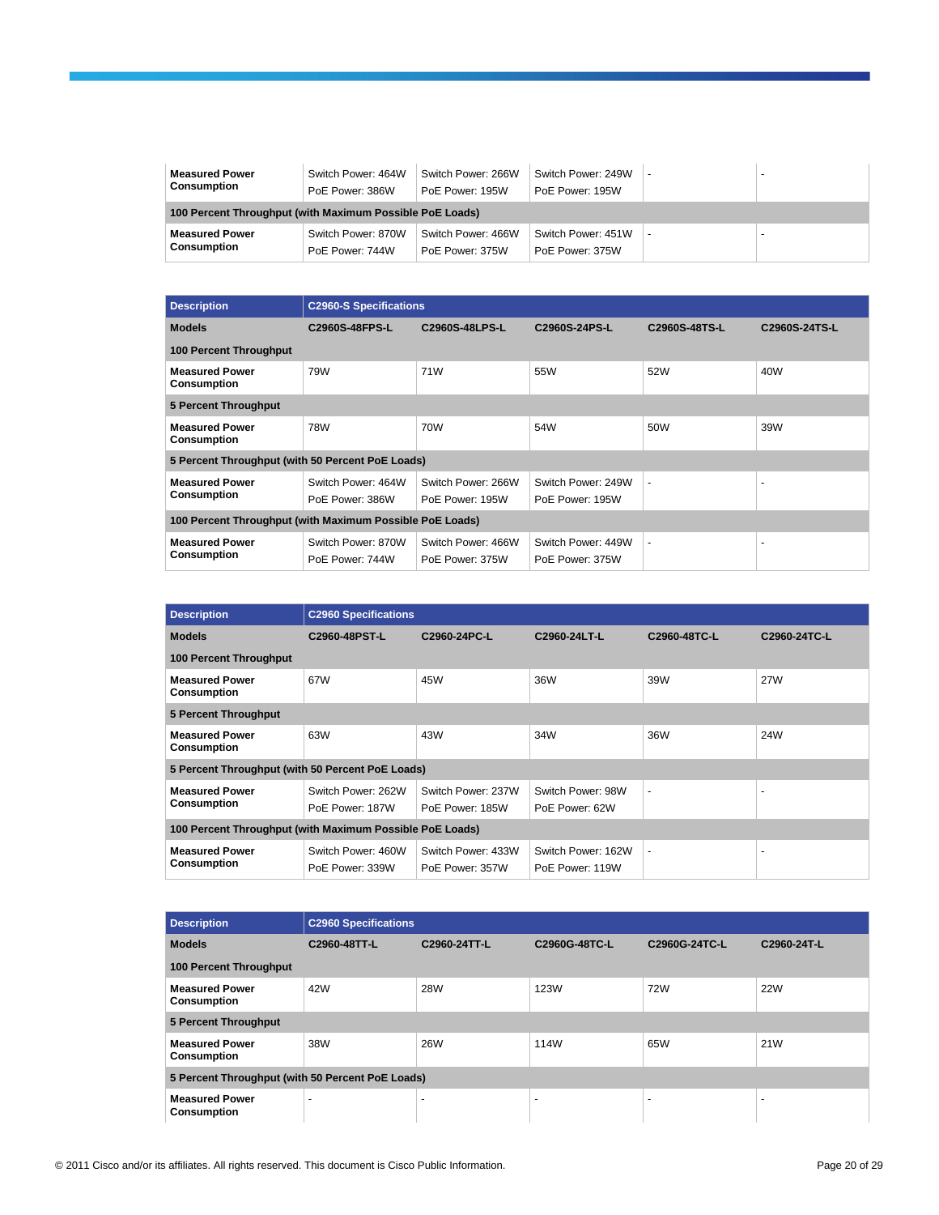| | | | | | |
|---|---|---|---|---|---|
| **Measured Power Consumption** | Switch Power: 464W<br>PoE Power: 386W | Switch Power: 266W<br>PoE Power: 195W | Switch Power: 249W<br>PoE Power: 195W | - | - |
| **100 Percent Throughput (with Maximum Possible PoE Loads)** | | | | | |
| **Measured Power Consumption** | Switch Power: 870W<br>PoE Power: 744W | Switch Power: 466W<br>PoE Power: 375W | Switch Power: 451W<br>PoE Power: 375W | - | - |

| Description | C2960-S Specifications | | | | |
|---|---|---|---|---|---|
| **Models** | **C2960S-48FPS-L** | **C2960S-48LPS-L** | **C2960S-24PS-L** | **C2960S-48TS-L** | **C2960S-24TS-L** |
| **100 Percent Throughput** | | | | | |
| **Measured Power Consumption** | 79W | 71W | 55W | 52W | 40W |
| **5 Percent Throughput** | | | | | |
| **Measured Power Consumption** | 78W | 70W | 54W | 50W | 39W |
| **5 Percent Throughput (with 50 Percent PoE Loads)** | | | | | |
| **Measured Power Consumption** | Switch Power: 464W<br>PoE Power: 386W | Switch Power: 266W<br>PoE Power: 195W | Switch Power: 249W<br>PoE Power: 195W | - | - |
| **100 Percent Throughput (with Maximum Possible PoE Loads)** | | | | | |
| **Measured Power Consumption** | Switch Power: 870W<br>PoE Power: 744W | Switch Power: 466W<br>PoE Power: 375W | Switch Power: 449W<br>PoE Power: 375W | - | - |

| Description | C2960 Specifications | | | | |
|---|---|---|---|---|---|
| **Models** | **C2960-48PST-L** | **C2960-24PC-L** | **C2960-24LT-L** | **C2960-48TC-L** | **C2960-24TC-L** |
| **100 Percent Throughput** | | | | | |
| **Measured Power Consumption** | 67W | 45W | 36W | 39W | 27W |
| **5 Percent Throughput** | | | | | |
| **Measured Power Consumption** | 63W | 43W | 34W | 36W | 24W |
| **5 Percent Throughput (with 50 Percent PoE Loads)** | | | | | |
| **Measured Power Consumption** | Switch Power: 262W<br>PoE Power: 187W | Switch Power: 237W<br>PoE Power: 185W | Switch Power: 98W<br>PoE Power: 62W | - | - |
| **100 Percent Throughput (with Maximum Possible PoE Loads)** | | | | | |
| **Measured Power Consumption** | Switch Power: 460W<br>PoE Power: 339W | Switch Power: 433W<br>PoE Power: 357W | Switch Power: 162W<br>PoE Power: 119W | - | - |

| Description | C2960 Specifications | | | | |
|---|---|---|---|---|---|
| **Models** | **C2960-48TT-L** | **C2960-24TT-L** | **C2960G-48TC-L** | **C2960G-24TC-L** | **C2960-24T-L** |
| **100 Percent Throughput** | | | | | |
| **Measured Power Consumption** | 42W | 28W | 123W | 72W | 22W |
| **5 Percent Throughput** | | | | | |
| **Measured Power Consumption** | 38W | 26W | 114W | 65W | 21W |
| **5 Percent Throughput (with 50 Percent PoE Loads)** | | | | | |
| **Measured Power Consumption** | - | - | - | - | - |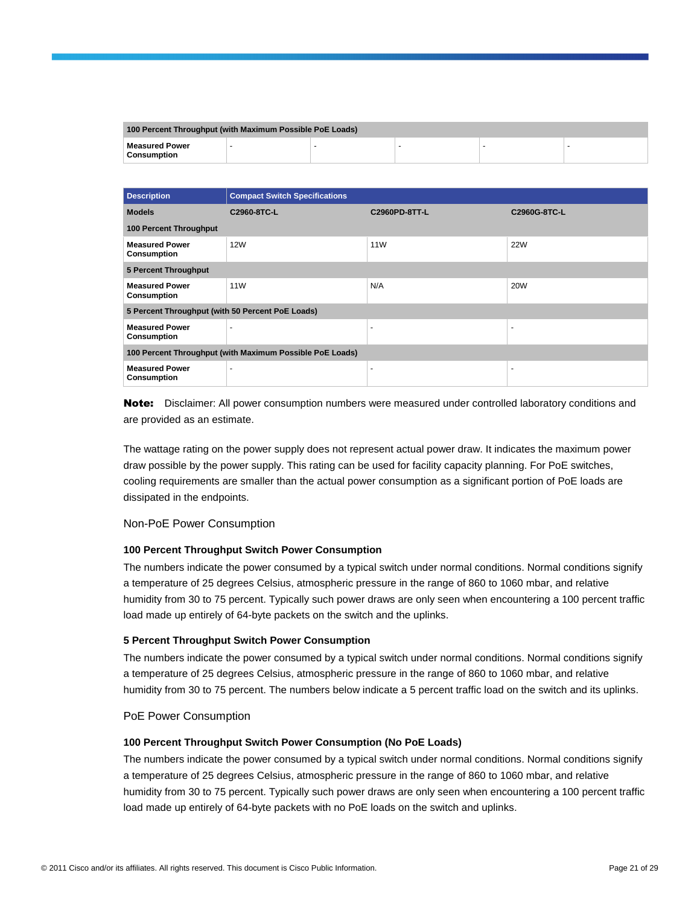| 100 Percent Throughput (with Maximum Possible PoE Loads) | | | | | |
|---|---|---|---|---|---|
| Measured Power Consumption | - | - | - | - | - |

| Description | Compact Switch Specifications | | |
|---|---|---|---|
| **Models** | **C2960-8TC-L** | **C2960PD-8TT-L** | **C2960G-8TC-L** |
| **100 Percent Throughput** | | | |
| **Measured Power Consumption** | 12W | 11W | 22W |
| **5 Percent Throughput** | | | |
| **Measured Power Consumption** | 11W | N/A | 20W |
| **5 Percent Throughput (with 50 Percent PoE Loads)** | | | |
| **Measured Power Consumption** | - | - | - |
| **100 Percent Throughput (with Maximum Possible PoE Loads)** | | | |
| **Measured Power Consumption** | - | - | - |

**Note:** Disclaimer: All power consumption numbers were measured under controlled laboratory conditions and are provided as an estimate.

The wattage rating on the power supply does not represent actual power draw. It indicates the maximum power draw possible by the power supply. This rating can be used for facility capacity planning. For PoE switches, cooling requirements are smaller than the actual power consumption as a significant portion of PoE loads are dissipated in the endpoints.

## Non-PoE Power Consumption

### 100 Percent Throughput Switch Power Consumption

The numbers indicate the power consumed by a typical switch under normal conditions. Normal conditions signify a temperature of 25 degrees Celsius, atmospheric pressure in the range of 860 to 1060 mbar, and relative humidity from 30 to 75 percent. Typically such power draws are only seen when encountering a 100 percent traffic load made up entirely of 64-byte packets on the switch and the uplinks.

### 5 Percent Throughput Switch Power Consumption

The numbers indicate the power consumed by a typical switch under normal conditions. Normal conditions signify a temperature of 25 degrees Celsius, atmospheric pressure in the range of 860 to 1060 mbar, and relative humidity from 30 to 75 percent. The numbers below indicate a 5 percent traffic load on the switch and its uplinks.

## PoE Power Consumption

### 100 Percent Throughput Switch Power Consumption (No PoE Loads)

The numbers indicate the power consumed by a typical switch under normal conditions. Normal conditions signify a temperature of 25 degrees Celsius, atmospheric pressure in the range of 860 to 1060 mbar, and relative humidity from 30 to 75 percent. Typically such power draws are only seen when encountering a 100 percent traffic load made up entirely of 64-byte packets with no PoE loads on the switch and uplinks.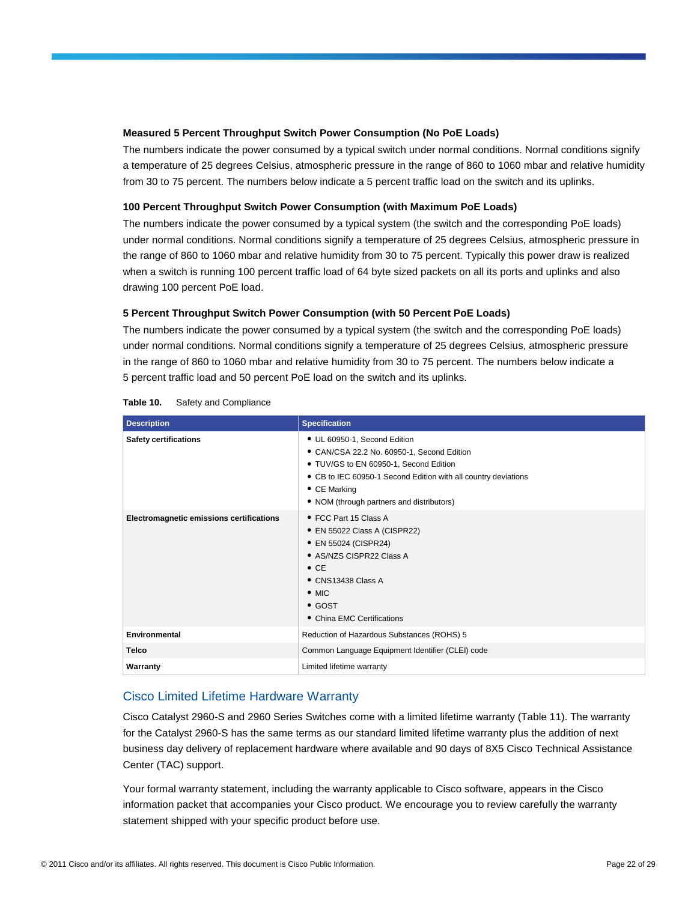**Measured 5 Percent Throughput Switch Power Consumption (No PoE Loads)**

The numbers indicate the power consumed by a typical switch under normal conditions. Normal conditions signify a temperature of 25 degrees Celsius, atmospheric pressure in the range of 860 to 1060 mbar and relative humidity from 30 to 75 percent. The numbers below indicate a 5 percent traffic load on the switch and its uplinks.

**100 Percent Throughput Switch Power Consumption (with Maximum PoE Loads)**

The numbers indicate the power consumed by a typical system (the switch and the corresponding PoE loads) under normal conditions. Normal conditions signify a temperature of 25 degrees Celsius, atmospheric pressure in the range of 860 to 1060 mbar and relative humidity from 30 to 75 percent. Typically this power draw is realized when a switch is running 100 percent traffic load of 64 byte sized packets on all its ports and uplinks and also drawing 100 percent PoE load.

**5 Percent Throughput Switch Power Consumption (with 50 Percent PoE Loads)**

The numbers indicate the power consumed by a typical system (the switch and the corresponding PoE loads) under normal conditions. Normal conditions signify a temperature of 25 degrees Celsius, atmospheric pressure in the range of 860 to 1060 mbar and relative humidity from 30 to 75 percent. The numbers below indicate a 5 percent traffic load and 50 percent PoE load on the switch and its uplinks.

**Table 10.** Safety and Compliance

| Description | Specification |
| --- | --- |
| **Safety certifications** | • UL 60950-1, Second Edition<br>• CAN/CSA 22.2 No. 60950-1, Second Edition<br>• TUV/GS to EN 60950-1, Second Edition<br>• CB to IEC 60950-1 Second Edition with all country deviations<br>• CE Marking<br>• NOM (through partners and distributors) |
| **Electromagnetic emissions certifications** | • FCC Part 15 Class A<br>• EN 55022 Class A (CISPR22)<br>• EN 55024 (CISPR24)<br>• AS/NZS CISPR22 Class A<br>• CE<br>• CNS13438 Class A<br>• MIC<br>• GOST<br>• China EMC Certifications |
| **Environmental** | Reduction of Hazardous Substances (ROHS) 5 |
| **Telco** | Common Language Equipment Identifier (CLEI) code |
| **Warranty** | Limited lifetime warranty |

## Cisco Limited Lifetime Hardware Warranty

Cisco Catalyst 2960-S and 2960 Series Switches come with a limited lifetime warranty (Table 11). The warranty for the Catalyst 2960-S has the same terms as our standard limited lifetime warranty plus the addition of next business day delivery of replacement hardware where available and 90 days of 8X5 Cisco Technical Assistance Center (TAC) support.

Your formal warranty statement, including the warranty applicable to Cisco software, appears in the Cisco information packet that accompanies your Cisco product. We encourage you to review carefully the warranty statement shipped with your specific product before use.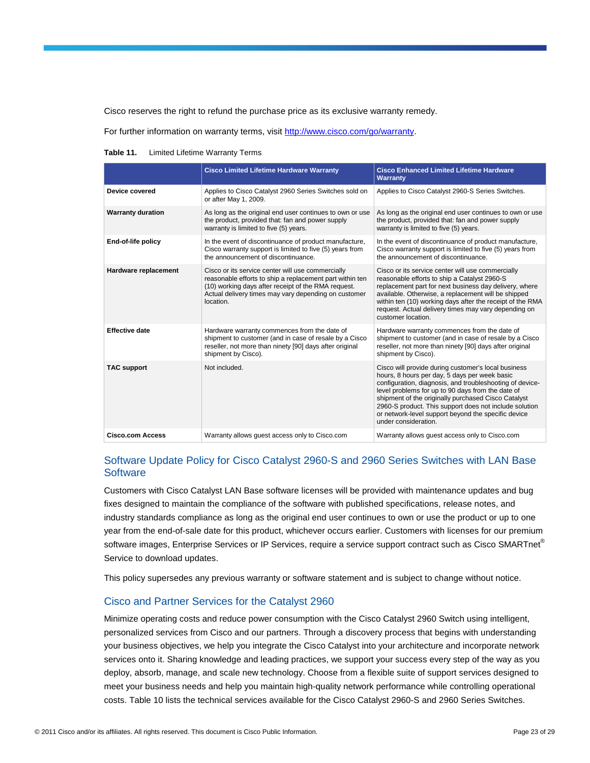Cisco reserves the right to refund the purchase price as its exclusive warranty remedy.

For further information on warranty terms, visit [http://www.cisco.com/go/warranty](http://www.cisco.com/go/warranty).

**Table 11.** Limited Lifetime Warranty Terms

| | Cisco Limited Lifetime Hardware Warranty | Cisco Enhanced Limited Lifetime Hardware Warranty |
|---|---|---|
| **Device covered** | Applies to Cisco Catalyst 2960 Series Switches sold on or after May 1, 2009. | Applies to Cisco Catalyst 2960-S Series Switches. |
| **Warranty duration** | As long as the original end user continues to own or use the product, provided that: fan and power supply warranty is limited to five (5) years. | As long as the original end user continues to own or use the product, provided that: fan and power supply warranty is limited to five (5) years. |
| **End-of-life policy** | In the event of discontinuance of product manufacture, Cisco warranty support is limited to five (5) years from the announcement of discontinuance. | In the event of discontinuance of product manufacture, Cisco warranty support is limited to five (5) years from the announcement of discontinuance. |
| **Hardware replacement** | Cisco or its service center will use commercially reasonable efforts to ship a replacement part within ten (10) working days after receipt of the RMA request. Actual delivery times may vary depending on customer location. | Cisco or its service center will use commercially reasonable efforts to ship a Catalyst 2960-S replacement part for next business day delivery, where available. Otherwise, a replacement will be shipped within ten (10) working days after the receipt of the RMA request. Actual delivery times may vary depending on customer location. |
| **Effective date** | Hardware warranty commences from the date of shipment to customer (and in case of resale by a Cisco reseller, not more than ninety [90] days after original shipment by Cisco). | Hardware warranty commences from the date of shipment to customer (and in case of resale by a Cisco reseller, not more than ninety [90] days after original shipment by Cisco). |
| **TAC support** | Not included. | Cisco will provide during customer's local business hours, 8 hours per day, 5 days per week basic configuration, diagnosis, and troubleshooting of device-level problems for up to 90 days from the date of shipment of the originally purchased Cisco Catalyst 2960-S product. This support does not include solution or network-level support beyond the specific device under consideration. |
| **Cisco.com Access** | Warranty allows guest access only to Cisco.com | Warranty allows guest access only to Cisco.com |

## Software Update Policy for Cisco Catalyst 2960-S and 2960 Series Switches with LAN Base Software

Customers with Cisco Catalyst LAN Base software licenses will be provided with maintenance updates and bug fixes designed to maintain the compliance of the software with published specifications, release notes, and industry standards compliance as long as the original end user continues to own or use the product or up to one year from the end-of-sale date for this product, whichever occurs earlier. Customers with licenses for our premium software images, Enterprise Services or IP Services, require a service support contract such as Cisco SMARTnet® Service to download updates.

This policy supersedes any previous warranty or software statement and is subject to change without notice.

## Cisco and Partner Services for the Catalyst 2960

Minimize operating costs and reduce power consumption with the Cisco Catalyst 2960 Switch using intelligent, personalized services from Cisco and our partners. Through a discovery process that begins with understanding your business objectives, we help you integrate the Cisco Catalyst into your architecture and incorporate network services onto it. Sharing knowledge and leading practices, we support your success every step of the way as you deploy, absorb, manage, and scale new technology. Choose from a flexible suite of support services designed to meet your business needs and help you maintain high-quality network performance while controlling operational costs. Table 10 lists the technical services available for the Cisco Catalyst 2960-S and 2960 Series Switches.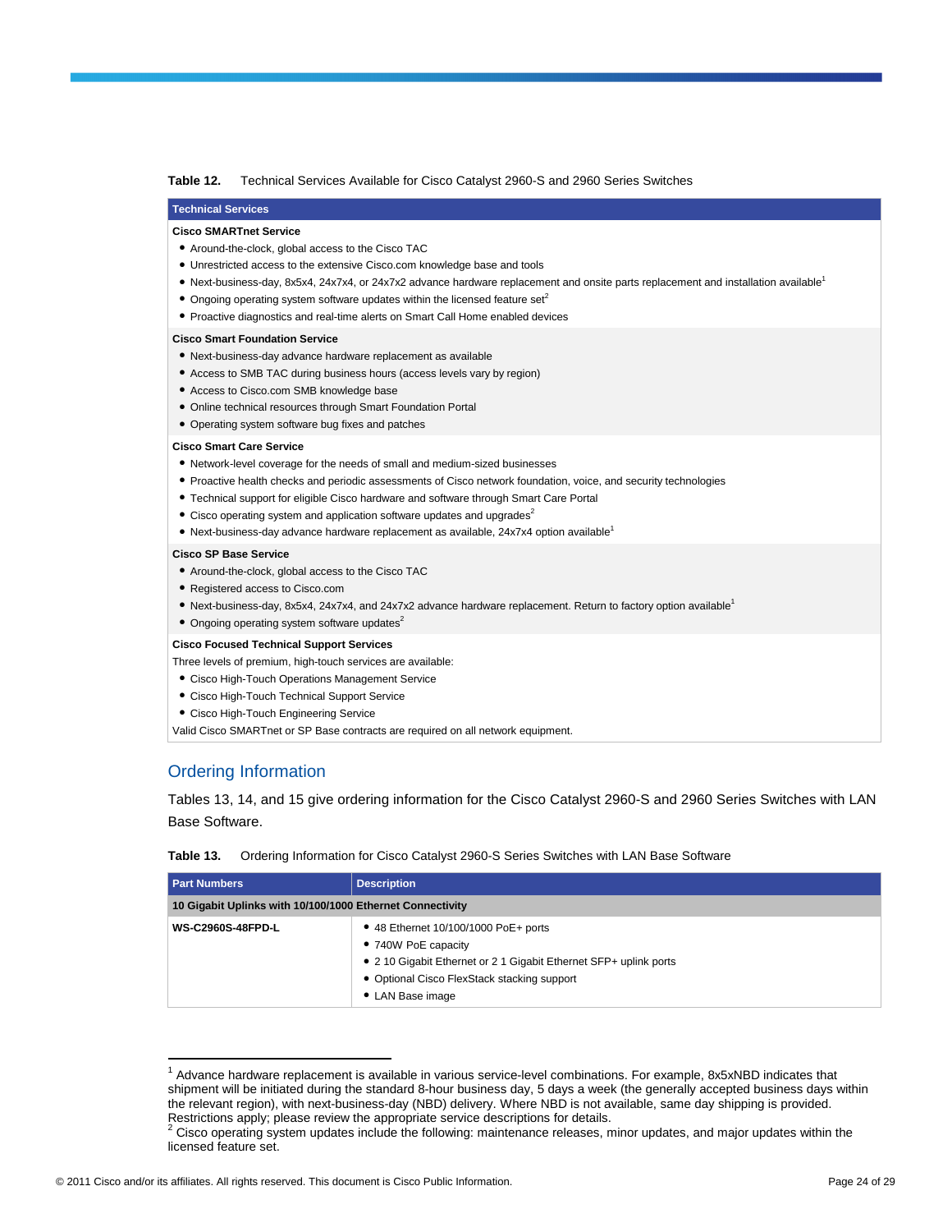**Table 12.** Technical Services Available for Cisco Catalyst 2960-S and 2960 Series Switches

| Technical Services |
|---|
| **Cisco SMARTnet Service**<br>• Around-the-clock, global access to the Cisco TAC<br>• Unrestricted access to the extensive Cisco.com knowledge base and tools<br>• Next-business-day, 8x5x4, 24x7x4, or 24x7x2 advance hardware replacement and onsite parts replacement and installation available[1]<br>• Ongoing operating system software updates within the licensed feature set[2]<br>• Proactive diagnostics and real-time alerts on Smart Call Home enabled devices |
| **Cisco Smart Foundation Service**<br>• Next-business-day advance hardware replacement as available<br>• Access to SMB TAC during business hours (access levels vary by region)<br>• Access to Cisco.com SMB knowledge base<br>• Online technical resources through Smart Foundation Portal<br>• Operating system software bug fixes and patches |
| **Cisco Smart Care Service**<br>• Network-level coverage for the needs of small and medium-sized businesses<br>• Proactive health checks and periodic assessments of Cisco network foundation, voice, and security technologies<br>• Technical support for eligible Cisco hardware and software through Smart Care Portal<br>• Cisco operating system and application software updates and upgrades[2]<br>• Next-business-day advance hardware replacement as available, 24x7x4 option available[1] |
| **Cisco SP Base Service**<br>• Around-the-clock, global access to the Cisco TAC<br>• Registered access to Cisco.com<br>• Next-business-day, 8x5x4, 24x7x4, and 24x7x2 advance hardware replacement. Return to factory option available[1]<br>• Ongoing operating system software updates[2] |
| **Cisco Focused Technical Support Services**<br>Three levels of premium, high-touch services are available:<br>• Cisco High-Touch Operations Management Service<br>• Cisco High-Touch Technical Support Service<br>• Cisco High-Touch Engineering Service<br>Valid Cisco SMARTnet or SP Base contracts are required on all network equipment. |

## Ordering Information

Tables 13, 14, and 15 give ordering information for the Cisco Catalyst 2960-S and 2960 Series Switches with LAN Base Software.

**Table 13.** Ordering Information for Cisco Catalyst 2960-S Series Switches with LAN Base Software

| Part Numbers | Description |
|---|---|
| **10 Gigabit Uplinks with 10/100/1000 Ethernet Connectivity** | |
| **WS-C2960S-48FPD-L** | • 48 Ethernet 10/100/1000 PoE+ ports<br>• 740W PoE capacity<br>• 2 10 Gigabit Ethernet or 2 1 Gigabit Ethernet SFP+ uplink ports<br>• Optional Cisco FlexStack stacking support<br>• LAN Base image |

[1] Advance hardware replacement is available in various service-level combinations. For example, 8x5xNBD indicates that shipment will be initiated during the standard 8-hour business day, 5 days a week (the generally accepted business days within the relevant region), with next-business-day (NBD) delivery. Where NBD is not available, same day shipping is provided. Restrictions apply; please review the appropriate service descriptions for details.

[2] Cisco operating system updates include the following: maintenance releases, minor updates, and major updates within the licensed feature set.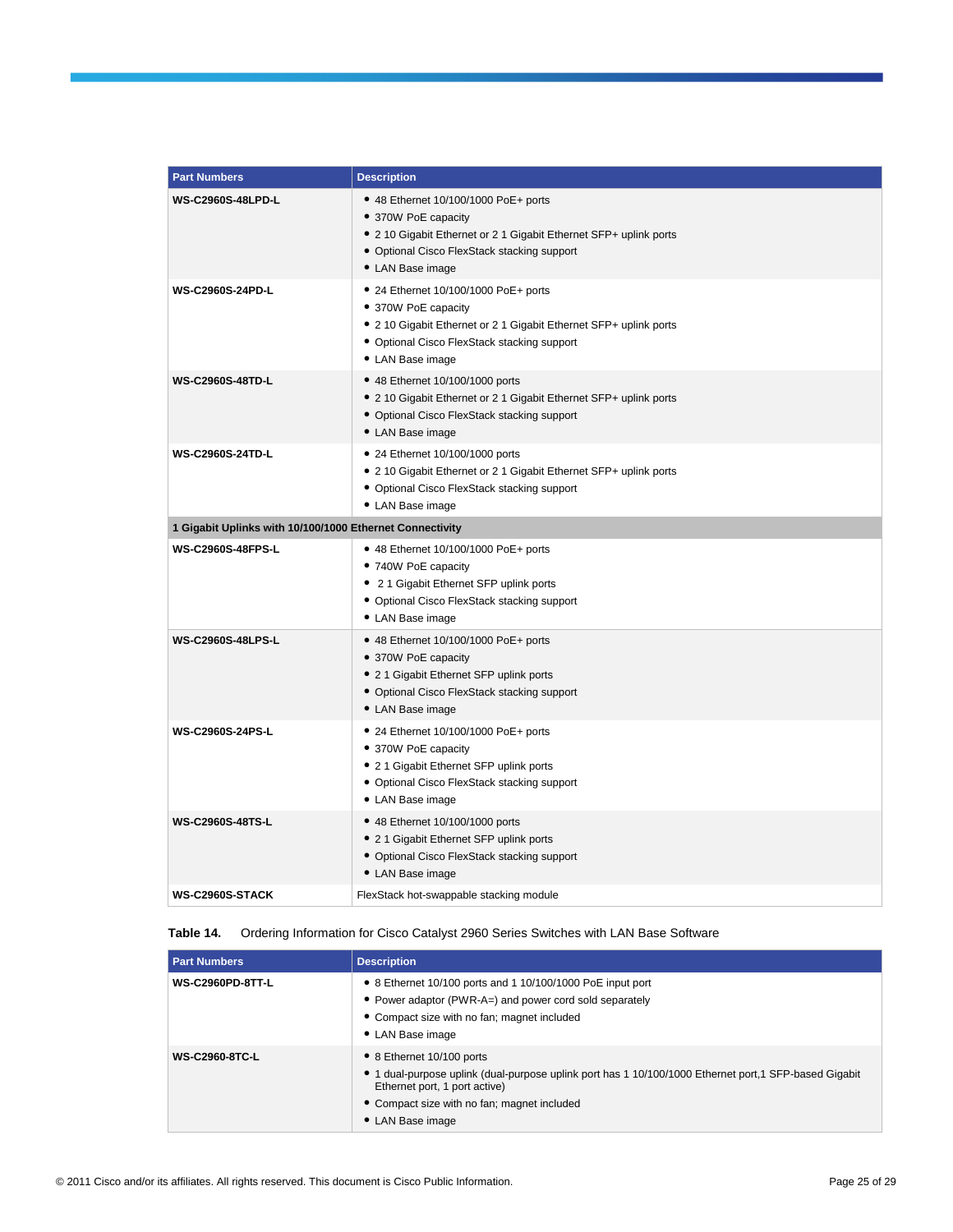| Part Numbers | Description |
|---|---|
| **WS-C2960S-48LPD-L** | • 48 Ethernet 10/100/1000 PoE+ ports<br>• 370W PoE capacity<br>• 2 10 Gigabit Ethernet or 2 1 Gigabit Ethernet SFP+ uplink ports<br>• Optional Cisco FlexStack stacking support<br>• LAN Base image |
| **WS-C2960S-24PD-L** | • 24 Ethernet 10/100/1000 PoE+ ports<br>• 370W PoE capacity<br>• 2 10 Gigabit Ethernet or 2 1 Gigabit Ethernet SFP+ uplink ports<br>• Optional Cisco FlexStack stacking support<br>• LAN Base image |
| **WS-C2960S-48TD-L** | • 48 Ethernet 10/100/1000 ports<br>• 2 10 Gigabit Ethernet or 2 1 Gigabit Ethernet SFP+ uplink ports<br>• Optional Cisco FlexStack stacking support<br>• LAN Base image |
| **WS-C2960S-24TD-L** | • 24 Ethernet 10/100/1000 ports<br>• 2 10 Gigabit Ethernet or 2 1 Gigabit Ethernet SFP+ uplink ports<br>• Optional Cisco FlexStack stacking support<br>• LAN Base image |
| **1 Gigabit Uplinks with 10/100/1000 Ethernet Connectivity** | |
| **WS-C2960S-48FPS-L** | • 48 Ethernet 10/100/1000 PoE+ ports<br>• 740W PoE capacity<br>• 2 1 Gigabit Ethernet SFP uplink ports<br>• Optional Cisco FlexStack stacking support<br>• LAN Base image |
| **WS-C2960S-48LPS-L** | • 48 Ethernet 10/100/1000 PoE+ ports<br>• 370W PoE capacity<br>• 2 1 Gigabit Ethernet SFP uplink ports<br>• Optional Cisco FlexStack stacking support<br>• LAN Base image |
| **WS-C2960S-24PS-L** | • 24 Ethernet 10/100/1000 PoE+ ports<br>• 370W PoE capacity<br>• 2 1 Gigabit Ethernet SFP uplink ports<br>• Optional Cisco FlexStack stacking support<br>• LAN Base image |
| **WS-C2960S-48TS-L** | • 48 Ethernet 10/100/1000 ports<br>• 2 1 Gigabit Ethernet SFP uplink ports<br>• Optional Cisco FlexStack stacking support<br>• LAN Base image |
| **WS-C2960S-STACK** | FlexStack hot-swappable stacking module |

**Table 14.** Ordering Information for Cisco Catalyst 2960 Series Switches with LAN Base Software

| Part Numbers | Description |
|---|---|
| **WS-C2960PD-8TT-L** | • 8 Ethernet 10/100 ports and 1 10/100/1000 PoE input port<br>• Power adaptor (PWR-A=) and power cord sold separately<br>• Compact size with no fan; magnet included<br>• LAN Base image |
| **WS-C2960-8TC-L** | • 8 Ethernet 10/100 ports<br>• 1 dual-purpose uplink (dual-purpose uplink port has 1 10/100/1000 Ethernet port,1 SFP-based Gigabit Ethernet port, 1 port active)<br>• Compact size with no fan; magnet included<br>• LAN Base image |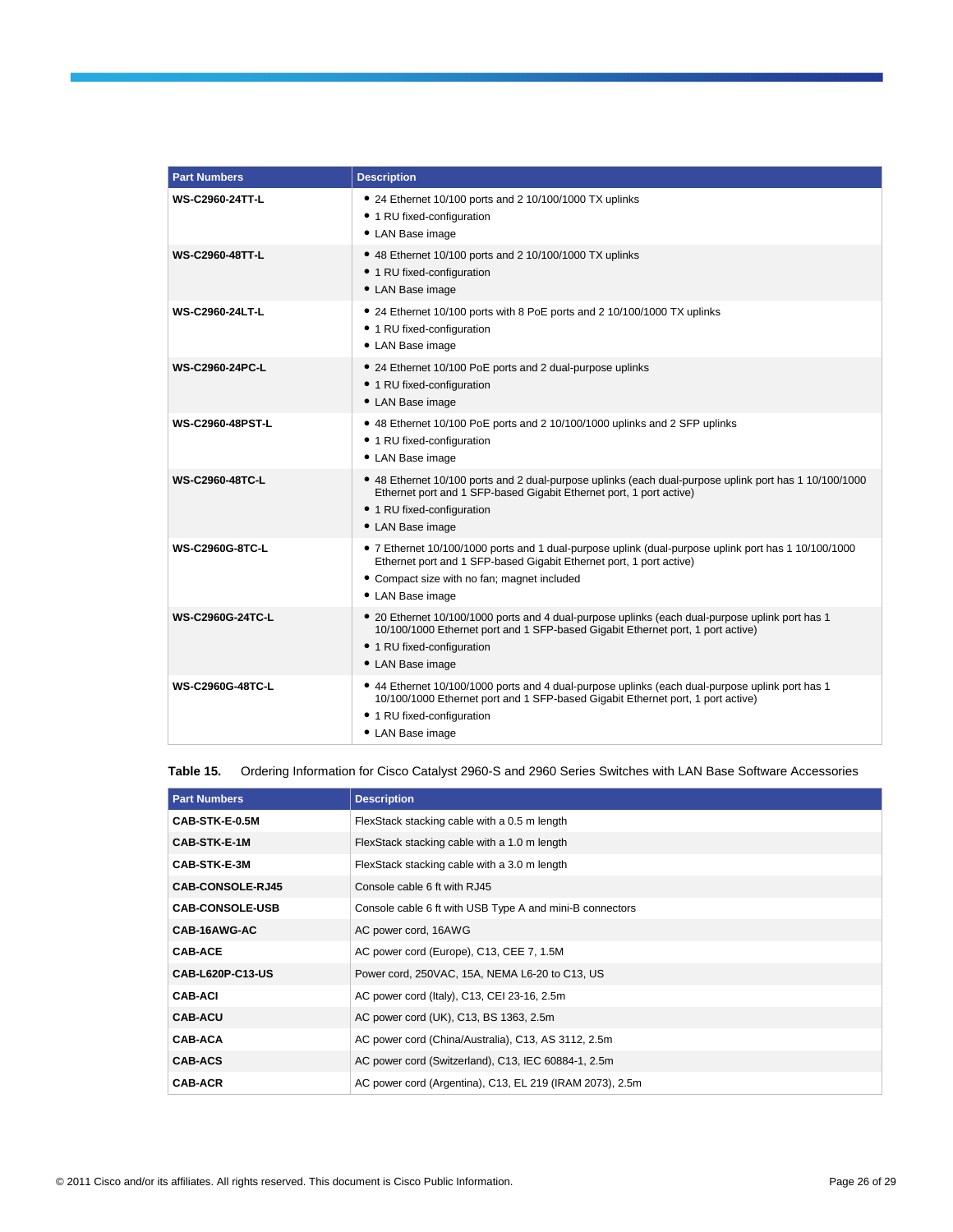| Part Numbers | Description |
|---|---|
| **WS-C2960-24TT-L** | • 24 Ethernet 10/100 ports and 2 10/100/1000 TX uplinks<br>• 1 RU fixed-configuration<br>• LAN Base image |
| **WS-C2960-48TT-L** | • 48 Ethernet 10/100 ports and 2 10/100/1000 TX uplinks<br>• 1 RU fixed-configuration<br>• LAN Base image |
| **WS-C2960-24LT-L** | • 24 Ethernet 10/100 ports with 8 PoE ports and 2 10/100/1000 TX uplinks<br>• 1 RU fixed-configuration<br>• LAN Base image |
| **WS-C2960-24PC-L** | • 24 Ethernet 10/100 PoE ports and 2 dual-purpose uplinks<br>• 1 RU fixed-configuration<br>• LAN Base image |
| **WS-C2960-48PST-L** | • 48 Ethernet 10/100 PoE ports and 2 10/100/1000 uplinks and 2 SFP uplinks<br>• 1 RU fixed-configuration<br>• LAN Base image |
| **WS-C2960-48TC-L** | • 48 Ethernet 10/100 ports and 2 dual-purpose uplinks (each dual-purpose uplink port has 1 10/100/1000 Ethernet port and 1 SFP-based Gigabit Ethernet port, 1 port active)<br>• 1 RU fixed-configuration<br>• LAN Base image |
| **WS-C2960G-8TC-L** | • 7 Ethernet 10/100/1000 ports and 1 dual-purpose uplink (dual-purpose uplink port has 1 10/100/1000 Ethernet port and 1 SFP-based Gigabit Ethernet port, 1 port active)<br>• Compact size with no fan; magnet included<br>• LAN Base image |
| **WS-C2960G-24TC-L** | • 20 Ethernet 10/100/1000 ports and 4 dual-purpose uplinks (each dual-purpose uplink port has 1 10/100/1000 Ethernet port and 1 SFP-based Gigabit Ethernet port, 1 port active)<br>• 1 RU fixed-configuration<br>• LAN Base image |
| **WS-C2960G-48TC-L** | • 44 Ethernet 10/100/1000 ports and 4 dual-purpose uplinks (each dual-purpose uplink port has 1 10/100/1000 Ethernet port and 1 SFP-based Gigabit Ethernet port, 1 port active)<br>• 1 RU fixed-configuration<br>• LAN Base image |

**Table 15.** Ordering Information for Cisco Catalyst 2960-S and 2960 Series Switches with LAN Base Software Accessories

| Part Numbers | Description |
|---|---|
| **CAB-STK-E-0.5M** | FlexStack stacking cable with a 0.5 m length |
| **CAB-STK-E-1M** | FlexStack stacking cable with a 1.0 m length |
| **CAB-STK-E-3M** | FlexStack stacking cable with a 3.0 m length |
| **CAB-CONSOLE-RJ45** | Console cable 6 ft with RJ45 |
| **CAB-CONSOLE-USB** | Console cable 6 ft with USB Type A and mini-B connectors |
| **CAB-16AWG-AC** | AC power cord, 16AWG |
| **CAB-ACE** | AC power cord (Europe), C13, CEE 7, 1.5M |
| **CAB-L620P-C13-US** | Power cord, 250VAC, 15A, NEMA L6-20 to C13, US |
| **CAB-ACI** | AC power cord (Italy), C13, CEI 23-16, 2.5m |
| **CAB-ACU** | AC power cord (UK), C13, BS 1363, 2.5m |
| **CAB-ACA** | AC power cord (China/Australia), C13, AS 3112, 2.5m |
| **CAB-ACS** | AC power cord (Switzerland), C13, IEC 60884-1, 2.5m |
| **CAB-ACR** | AC power cord (Argentina), C13, EL 219 (IRAM 2073), 2.5m |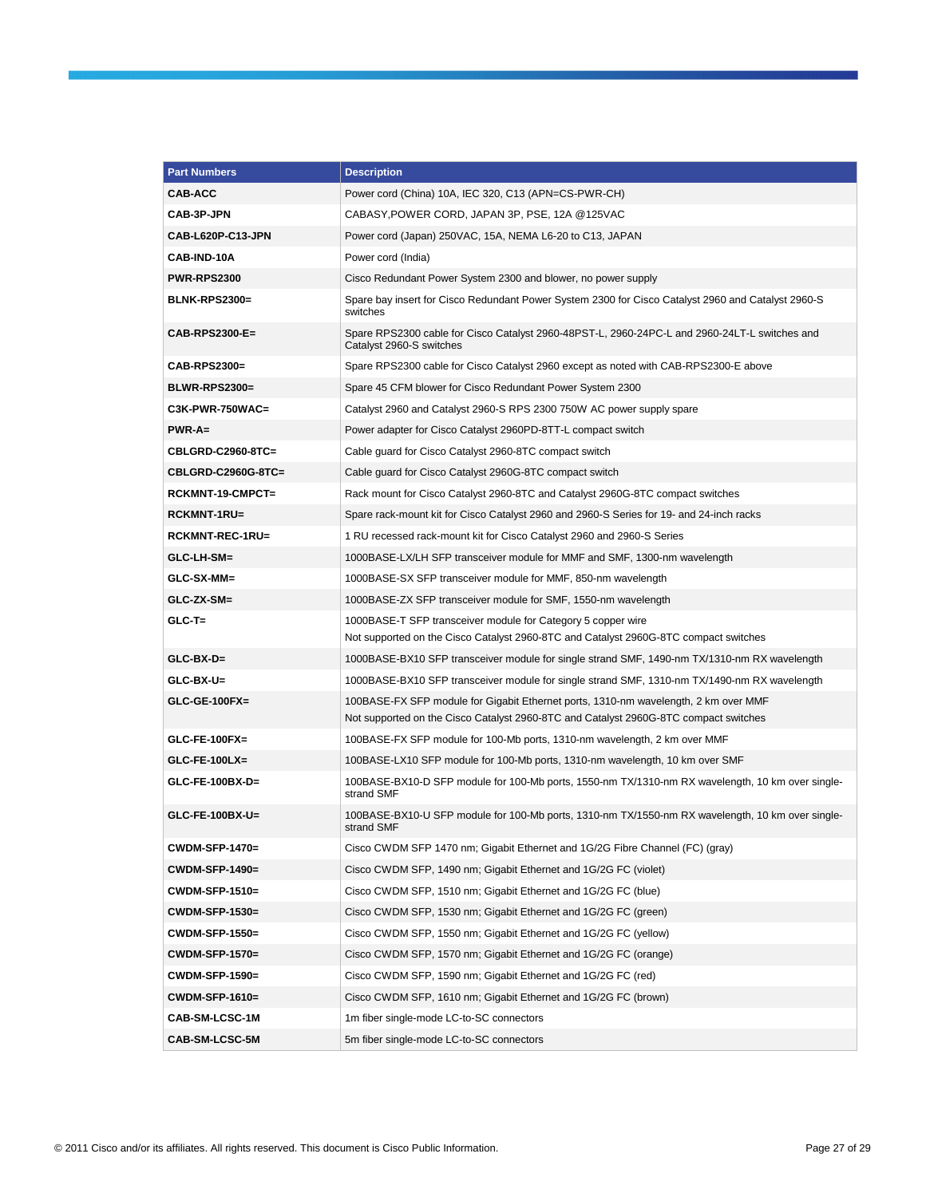| Part Numbers | Description |
| --- | --- |
| **CAB-ACC** | Power cord (China) 10A, IEC 320, C13 (APN=CS-PWR-CH) |
| **CAB-3P-JPN** | CABASY,POWER CORD, JAPAN 3P, PSE, 12A @125VAC |
| **CAB-L620P-C13-JPN** | Power cord (Japan) 250VAC, 15A, NEMA L6-20 to C13, JAPAN |
| **CAB-IND-10A** | Power cord (India) |
| **PWR-RPS2300** | Cisco Redundant Power System 2300 and blower, no power supply |
| **BLNK-RPS2300=** | Spare bay insert for Cisco Redundant Power System 2300 for Cisco Catalyst 2960 and Catalyst 2960-S switches |
| **CAB-RPS2300-E=** | Spare RPS2300 cable for Cisco Catalyst 2960-48PST-L, 2960-24PC-L and 2960-24LT-L switches and Catalyst 2960-S switches |
| **CAB-RPS2300=** | Spare RPS2300 cable for Cisco Catalyst 2960 except as noted with CAB-RPS2300-E above |
| **BLWR-RPS2300=** | Spare 45 CFM blower for Cisco Redundant Power System 2300 |
| **C3K-PWR-750WAC=** | Catalyst 2960 and Catalyst 2960-S RPS 2300 750W AC power supply spare |
| **PWR-A=** | Power adapter for Cisco Catalyst 2960PD-8TT-L compact switch |
| **CBLGRD-C2960-8TC=** | Cable guard for Cisco Catalyst 2960-8TC compact switch |
| **CBLGRD-C2960G-8TC=** | Cable guard for Cisco Catalyst 2960G-8TC compact switch |
| **RCKMNT-19-CMPCT=** | Rack mount for Cisco Catalyst 2960-8TC and Catalyst 2960G-8TC compact switches |
| **RCKMNT-1RU=** | Spare rack-mount kit for Cisco Catalyst 2960 and 2960-S Series for 19- and 24-inch racks |
| **RCKMNT-REC-1RU=** | 1 RU recessed rack-mount kit for Cisco Catalyst 2960 and 2960-S Series |
| **GLC-LH-SM=** | 1000BASE-LX/LH SFP transceiver module for MMF and SMF, 1300-nm wavelength |
| **GLC-SX-MM=** | 1000BASE-SX SFP transceiver module for MMF, 850-nm wavelength |
| **GLC-ZX-SM=** | 1000BASE-ZX SFP transceiver module for SMF, 1550-nm wavelength |
| **GLC-T=** | 1000BASE-T SFP transceiver module for Category 5 copper wire<br>Not supported on the Cisco Catalyst 2960-8TC and Catalyst 2960G-8TC compact switches |
| **GLC-BX-D=** | 1000BASE-BX10 SFP transceiver module for single strand SMF, 1490-nm TX/1310-nm RX wavelength |
| **GLC-BX-U=** | 1000BASE-BX10 SFP transceiver module for single strand SMF, 1310-nm TX/1490-nm RX wavelength |
| **GLC-GE-100FX=** | 100BASE-FX SFP module for Gigabit Ethernet ports, 1310-nm wavelength, 2 km over MMF<br>Not supported on the Cisco Catalyst 2960-8TC and Catalyst 2960G-8TC compact switches |
| **GLC-FE-100FX=** | 100BASE-FX SFP module for 100-Mb ports, 1310-nm wavelength, 2 km over MMF |
| **GLC-FE-100LX=** | 100BASE-LX10 SFP module for 100-Mb ports, 1310-nm wavelength, 10 km over SMF |
| **GLC-FE-100BX-D=** | 100BASE-BX10-D SFP module for 100-Mb ports, 1550-nm TX/1310-nm RX wavelength, 10 km over single-strand SMF |
| **GLC-FE-100BX-U=** | 100BASE-BX10-U SFP module for 100-Mb ports, 1310-nm TX/1550-nm RX wavelength, 10 km over single-strand SMF |
| **CWDM-SFP-1470=** | Cisco CWDM SFP 1470 nm; Gigabit Ethernet and 1G/2G Fibre Channel (FC) (gray) |
| **CWDM-SFP-1490=** | Cisco CWDM SFP, 1490 nm; Gigabit Ethernet and 1G/2G FC (violet) |
| **CWDM-SFP-1510=** | Cisco CWDM SFP, 1510 nm; Gigabit Ethernet and 1G/2G FC (blue) |
| **CWDM-SFP-1530=** | Cisco CWDM SFP, 1530 nm; Gigabit Ethernet and 1G/2G FC (green) |
| **CWDM-SFP-1550=** | Cisco CWDM SFP, 1550 nm; Gigabit Ethernet and 1G/2G FC (yellow) |
| **CWDM-SFP-1570=** | Cisco CWDM SFP, 1570 nm; Gigabit Ethernet and 1G/2G FC (orange) |
| **CWDM-SFP-1590=** | Cisco CWDM SFP, 1590 nm; Gigabit Ethernet and 1G/2G FC (red) |
| **CWDM-SFP-1610=** | Cisco CWDM SFP, 1610 nm; Gigabit Ethernet and 1G/2G FC (brown) |
| **CAB-SM-LCSC-1M** | 1m fiber single-mode LC-to-SC connectors |
| **CAB-SM-LCSC-5M** | 5m fiber single-mode LC-to-SC connectors |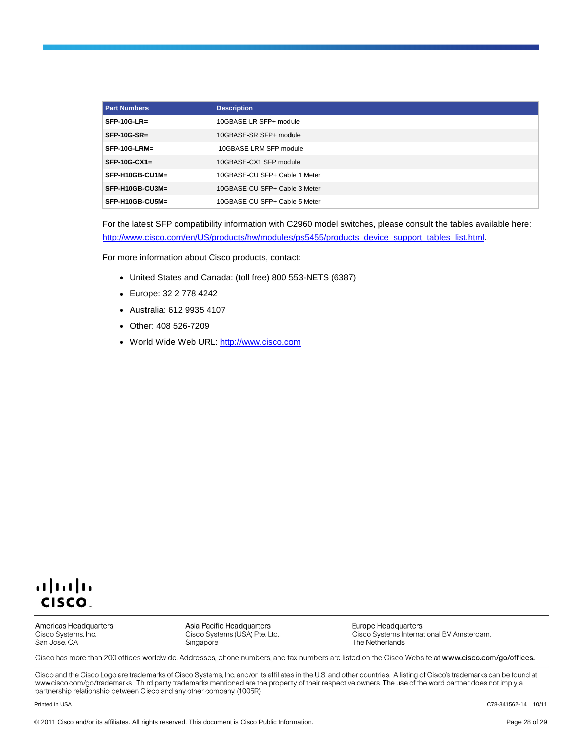| Part Numbers | Description |
| --- | --- |
| **SFP-10G-LR=** | 10GBASE-LR SFP+ module |
| **SFP-10G-SR=** | 10GBASE-SR SFP+ module |
| **SFP-10G-LRM=** | 10GBASE-LRM SFP module |
| **SFP-10G-CX1=** | 10GBASE-CX1 SFP module |
| **SFP-H10GB-CU1M=** | 10GBASE-CU SFP+ Cable 1 Meter |
| **SFP-H10GB-CU3M=** | 10GBASE-CU SFP+ Cable 3 Meter |
| **SFP-H10GB-CU5M=** | 10GBASE-CU SFP+ Cable 5 Meter |

For the latest SFP compatibility information with C2960 model switches, please consult the tables available here: http://www.cisco.com/en/US/products/hw/modules/ps5455/products_device_support_tables_list.html.

For more information about Cisco products, contact:

- United States and Canada: (toll free) 800 553-NETS (6387)
- Europe: 32 2 778 4242
- Australia: 612 9935 4107
- Other: 408 526-7209
- World Wide Web URL: http://www.cisco.com

Americas Headquarters
Cisco Systems, Inc.
San Jose, CA

Asia Pacific Headquarters
Cisco Systems (USA) Pte. Ltd.
Singapore

Europe Headquarters
Cisco Systems International BV Amsterdam,
The Netherlands

Cisco has more than 200 offices worldwide. Addresses, phone numbers, and fax numbers are listed on the Cisco Website at **www.cisco.com/go/offices.**

Cisco and the Cisco Logo are trademarks of Cisco Systems, Inc. and/or its affiliates in the U.S. and other countries. A listing of Cisco's trademarks can be found at www.cisco.com/go/trademarks. Third party trademarks mentioned are the property of their respective owners. The use of the word partner does not imply a partnership relationship between Cisco and any other company. (1005R)

Printed in USA C78-341562-14 10/11

© 2011 Cisco and/or its affiliates. All rights reserved. This document is Cisco Public Information.